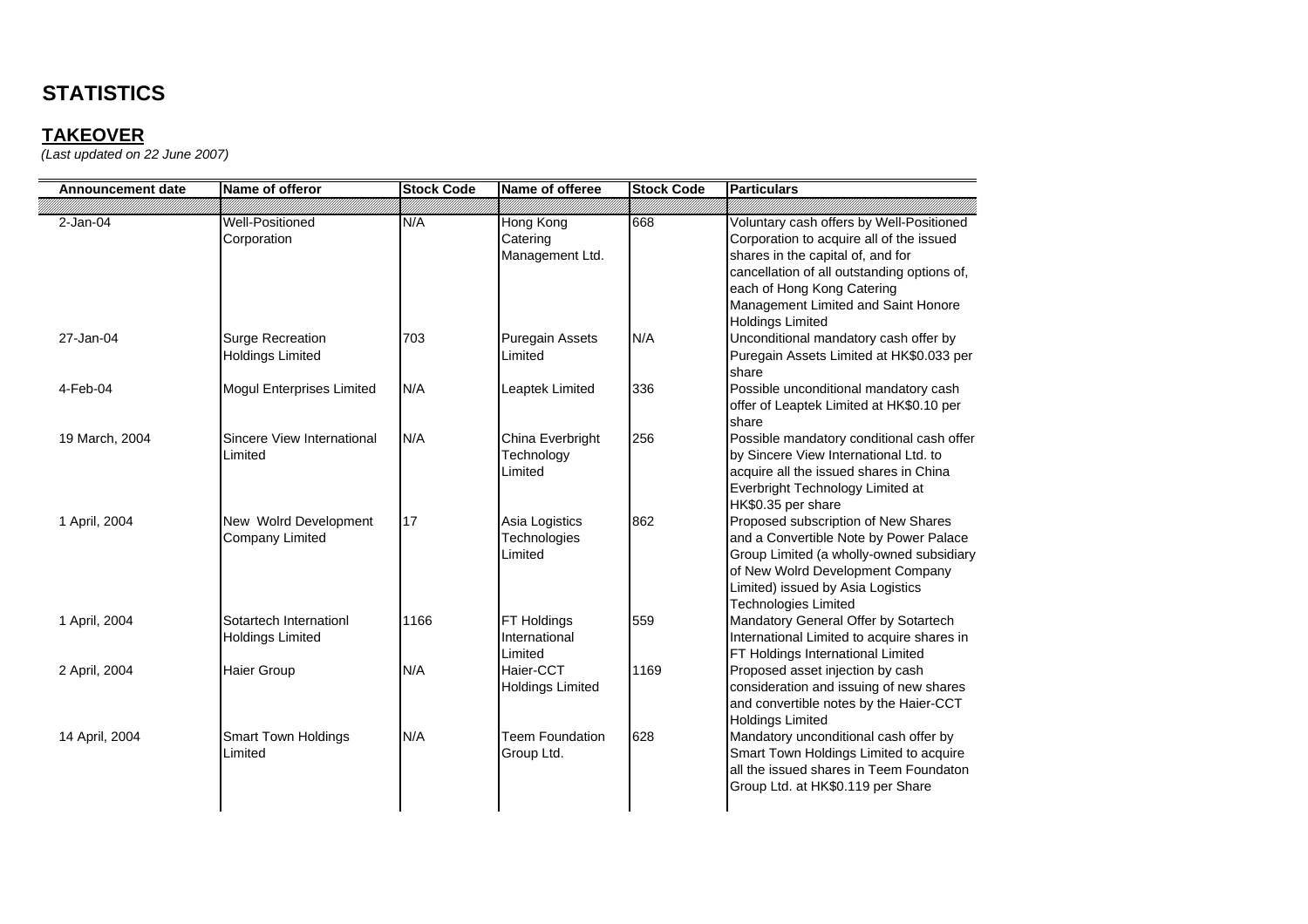# STATISTICS

## TAKEOVER

*(Last updated on 22 June 2007)*

| Announcement date | Name of offeror | Stock Code | Name of offeree | Stock Code | Particulars |
|---|---|---|---|---|---|
| 2-Jan-04 | Well-Positioned Corporation | N/A | Hong Kong Catering Management Ltd. | 668 | Voluntary cash offers by Well-Positioned Corporation to acquire all of the issued shares in the capital of, and for cancellation of all outstanding options of, each of Hong Kong Catering Management Limited and Saint Honore Holdings Limited |
| 27-Jan-04 | Surge Recreation Holdings Limited | 703 | Puregain Assets Limited | N/A | Unconditional mandatory cash offer by Puregain Assets Limited at HK$0.033 per share |
| 4-Feb-04 | Mogul Enterprises Limited | N/A | Leaptek Limited | 336 | Possible unconditional mandatory cash offer of Leaptek Limited at HK$0.10 per share |
| 19 March, 2004 | Sincere View International Limited | N/A | China Everbright Technology Limited | 256 | Possible mandatory conditional cash offer by Sincere View International Ltd. to acquire all the issued shares in China Everbright Technology Limited at HK$0.35 per share |
| 1 April, 2004 | New Wolrd Development Company Limited | 17 | Asia Logistics Technologies Limited | 862 | Proposed subscription of New Shares and a Convertible Note by Power Palace Group Limited (a wholly-owned subsidiary of New Wolrd Development Company Limited) issued by Asia Logistics Technologies Limited |
| 1 April, 2004 | Sotartech Internationl Holdings Limited | 1166 | FT Holdings International Limited | 559 | Mandatory General Offer by Sotartech International Limited to acquire shares in FT Holdings International Limited |
| 2 April, 2004 | Haier Group | N/A | Haier-CCT Holdings Limited | 1169 | Proposed asset injection by cash consideration and issuing of new shares and convertible notes by the Haier-CCT Holdings Limited |
| 14 April, 2004 | Smart Town Holdings Limited | N/A | Teem Foundation Group Ltd. | 628 | Mandatory unconditional cash offer by Smart Town Holdings Limited to acquire all the issued shares in Teem Foundaton Group Ltd. at HK$0.119 per Share |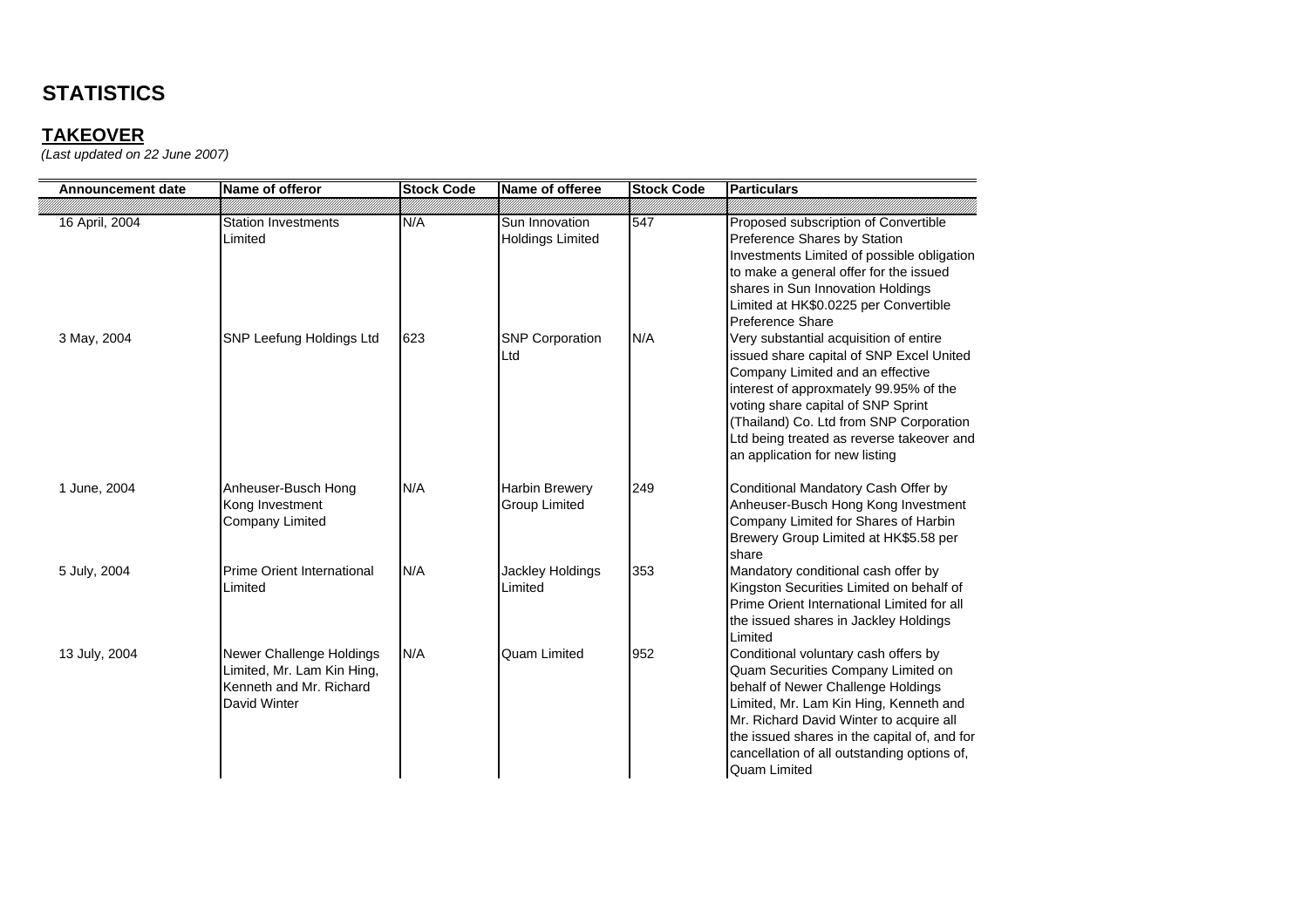# STATISTICS

## TAKEOVER

*(Last updated on 22 June 2007)*

| Announcement date | Name of offeror | Stock Code | Name of offeree | Stock Code | Particulars |
|---|---|---|---|---|---|
| 16 April, 2004 | Station Investments Limited | N/A | Sun Innovation Holdings Limited | 547 | Proposed subscription of Convertible Preference Shares by Station Investments Limited of possible obligation to make a general offer for the issued shares in Sun Innovation Holdings Limited at HK$0.0225 per Convertible Preference Share |
| 3 May, 2004 | SNP Leefung Holdings Ltd | 623 | SNP Corporation Ltd | N/A | Very substantial acquisition of entire issued share capital of SNP Excel United Company Limited and an effective interest of approxmately 99.95% of the voting share capital of SNP Sprint (Thailand) Co. Ltd from SNP Corporation Ltd being treated as reverse takeover and an application for new listing |
| 1 June, 2004 | Anheuser-Busch Hong Kong Investment Company Limited | N/A | Harbin Brewery Group Limited | 249 | Conditional Mandatory Cash Offer by Anheuser-Busch Hong Kong Investment Company Limited for Shares of Harbin Brewery Group Limited at HK$5.58 per share |
| 5 July, 2004 | Prime Orient International Limited | N/A | Jackley Holdings Limited | 353 | Mandatory conditional cash offer by Kingston Securities Limited on behalf of Prime Orient International Limited for all the issued shares in Jackley Holdings Limited |
| 13 July, 2004 | Newer Challenge Holdings Limited, Mr. Lam Kin Hing, Kenneth and Mr. Richard David Winter | N/A | Quam Limited | 952 | Conditional voluntary cash offers by Quam Securities Company Limited on behalf of Newer Challenge Holdings Limited, Mr. Lam Kin Hing, Kenneth and Mr. Richard David Winter to acquire all the issued shares in the capital of, and for cancellation of all outstanding options of, Quam Limited |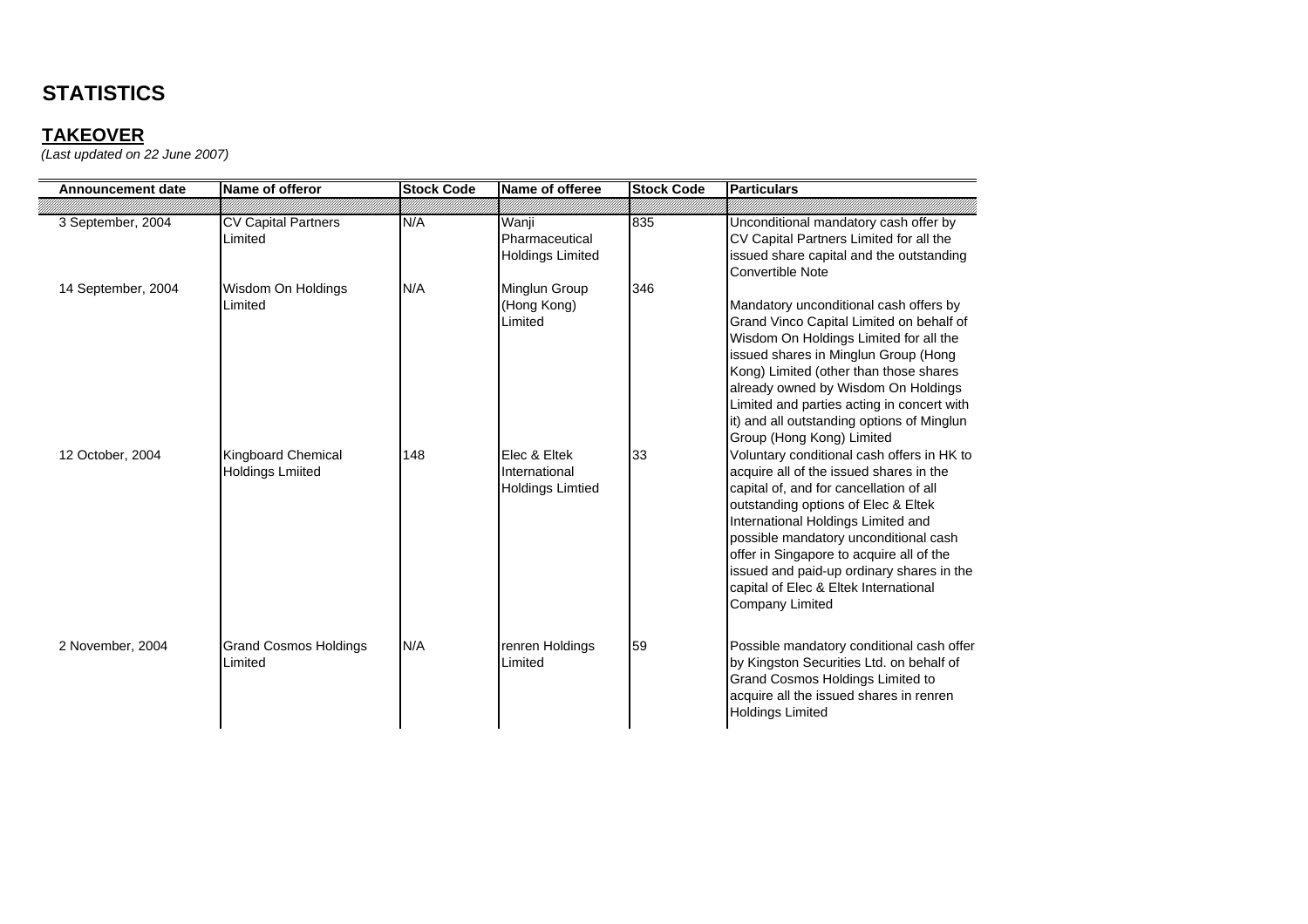# STATISTICS

## TAKEOVER

*(Last updated on 22 June 2007)*

| Announcement date | Name of offeror | Stock Code | Name of offeree | Stock Code | Particulars |
|---|---|---|---|---|---|
| 3 September, 2004 | CV Capital Partners Limited | N/A | Wanji Pharmaceutical Holdings Limited | 835 | Unconditional mandatory cash offer by CV Capital Partners Limited for all the issued share capital and the outstanding Convertible Note |
| 14 September, 2004 | Wisdom On Holdings Limited | N/A | Minglun Group (Hong Kong) Limited | 346 | Mandatory unconditional cash offers by Grand Vinco Capital Limited on behalf of Wisdom On Holdings Limited for all the issued shares in Minglun Group (Hong Kong) Limited (other than those shares already owned by Wisdom On Holdings Limited and parties acting in concert with it) and all outstanding options of Minglun Group (Hong Kong) Limited |
| 12 October, 2004 | Kingboard Chemical Holdings Lmiited | 148 | Elec & Eltek International Holdings Limtied | 33 | Voluntary conditional cash offers in HK to acquire all of the issued shares in the capital of, and for cancellation of all outstanding options of Elec & Eltek International Holdings Limited and possible mandatory unconditional cash offer in Singapore to acquire all of the issued and paid-up ordinary shares in the capital of Elec & Eltek International Company Limited |
| 2 November, 2004 | Grand Cosmos Holdings Limited | N/A | renren Holdings Limited | 59 | Possible mandatory conditional cash offer by Kingston Securities Ltd. on behalf of Grand Cosmos Holdings Limited to acquire all the issued shares in renren Holdings Limited |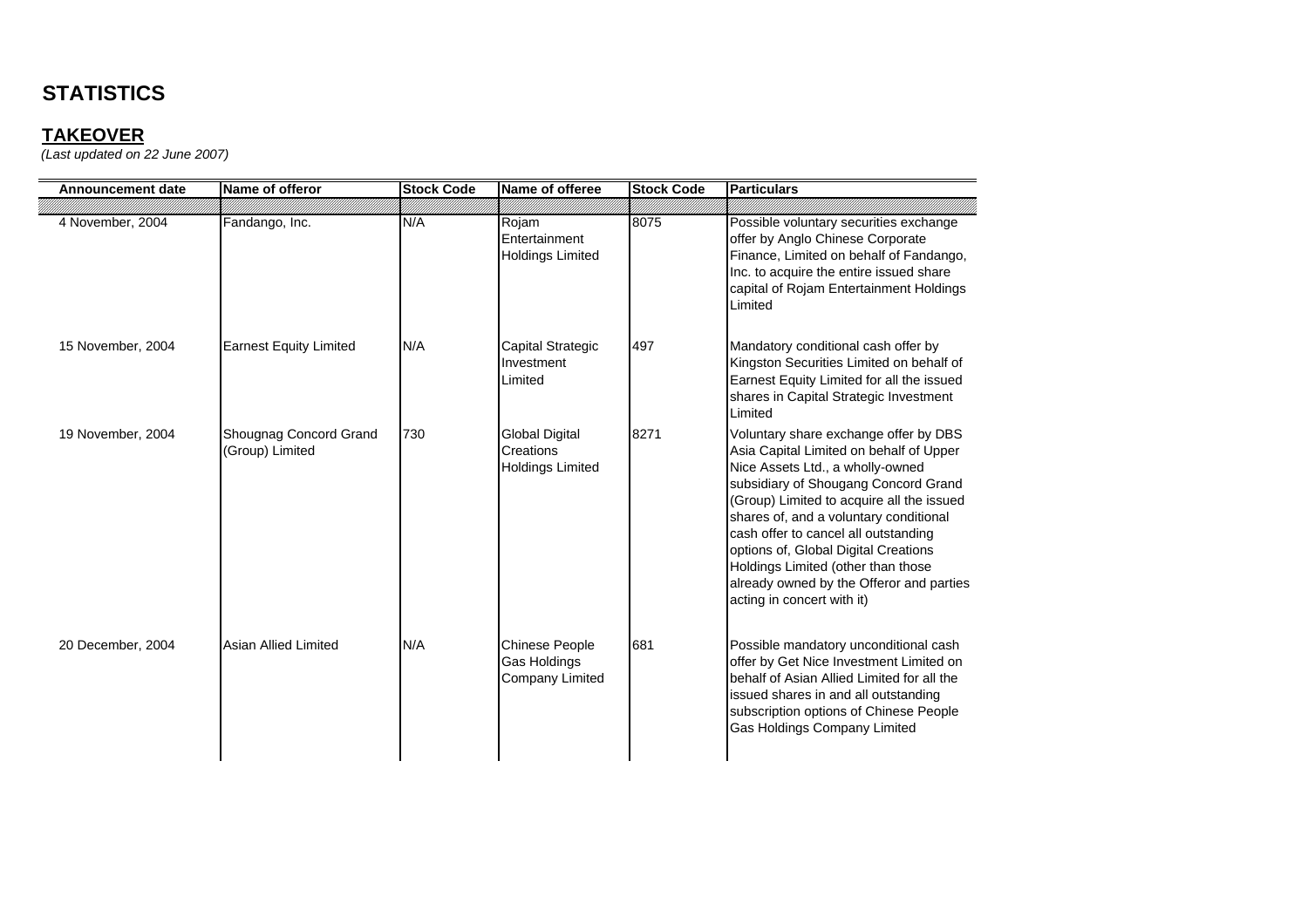# STATISTICS

## TAKEOVER

*(Last updated on 22 June 2007)*

| Announcement date | Name of offeror | Stock Code | Name of offeree | Stock Code | Particulars |
|---|---|---|---|---|---|
| 4 November, 2004 | Fandango, Inc. | N/A | Rojam Entertainment Holdings Limited | 8075 | Possible voluntary securities exchange offer by Anglo Chinese Corporate Finance, Limited on behalf of Fandango, Inc. to acquire the entire issued share capital of Rojam Entertainment Holdings Limited |
| 15 November, 2004 | Earnest Equity Limited | N/A | Capital Strategic Investment Limited | 497 | Mandatory conditional cash offer by Kingston Securities Limited on behalf of Earnest Equity Limited for all the issued shares in Capital Strategic Investment Limited |
| 19 November, 2004 | Shougnag Concord Grand (Group) Limited | 730 | Global Digital Creations Holdings Limited | 8271 | Voluntary share exchange offer by DBS Asia Capital Limited on behalf of Upper Nice Assets Ltd., a wholly-owned subsidiary of Shougang Concord Grand (Group) Limited to acquire all the issued shares of, and a voluntary conditional cash offer to cancel all outstanding options of, Global Digital Creations Holdings Limited (other than those already owned by the Offeror and parties acting in concert with it) |
| 20 December, 2004 | Asian Allied Limited | N/A | Chinese People Gas Holdings Company Limited | 681 | Possible mandatory unconditional cash offer by Get Nice Investment Limited on behalf of Asian Allied Limited for all the issued shares in and all outstanding subscription options of Chinese People Gas Holdings Company Limited |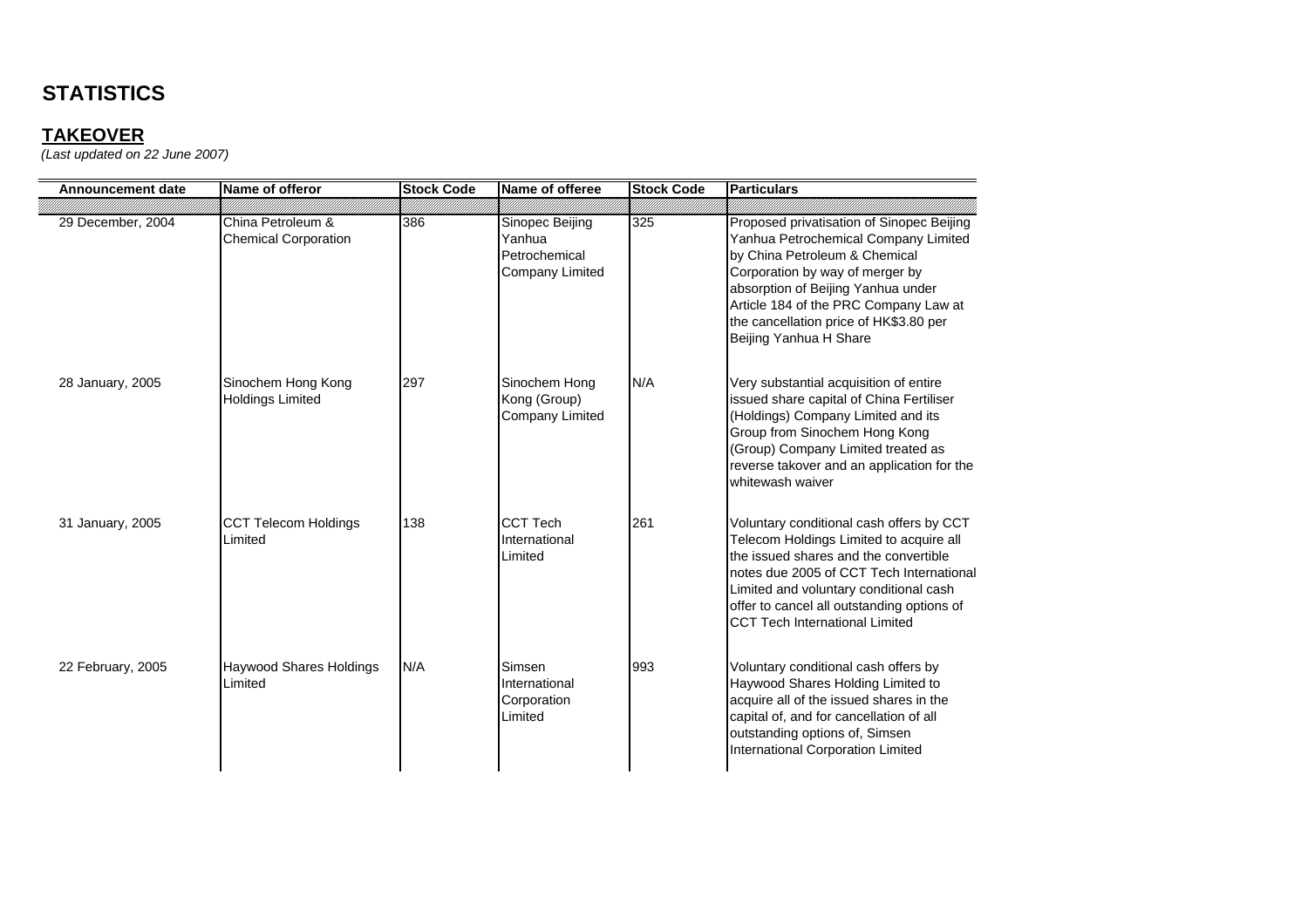# STATISTICS

## TAKEOVER

*(Last updated on 22 June 2007)*

| Announcement date | Name of offeror | Stock Code | Name of offeree | Stock Code | Particulars |
|---|---|---|---|---|---|
| 29 December, 2004 | China Petroleum & Chemical Corporation | 386 | Sinopec Beijing Yanhua Petrochemical Company Limited | 325 | Proposed privatisation of Sinopec Beijing Yanhua Petrochemical Company Limited by China Petroleum & Chemical Corporation by way of merger by absorption of Beijing Yanhua under Article 184 of the PRC Company Law at the cancellation price of HK$3.80 per Beijing Yanhua H Share |
| 28 January, 2005 | Sinochem Hong Kong Holdings Limited | 297 | Sinochem Hong Kong (Group) Company Limited | N/A | Very substantial acquisition of entire issued share capital of China Fertiliser (Holdings) Company Limited and its Group from Sinochem Hong Kong (Group) Company Limited treated as reverse takeover and an application for the whitewash waiver |
| 31 January, 2005 | CCT Telecom Holdings Limited | 138 | CCT Tech International Limited | 261 | Voluntary conditional cash offers by CCT Telecom Holdings Limited to acquire all the issued shares and the convertible notes due 2005 of CCT Tech International Limited and voluntary conditional cash offer to cancel all outstanding options of CCT Tech International Limited |
| 22 February, 2005 | Haywood Shares Holdings Limited | N/A | Simsen International Corporation Limited | 993 | Voluntary conditional cash offers by Haywood Shares Holding Limited to acquire all of the issued shares in the capital of, and for cancellation of all outstanding options of, Simsen International Corporation Limited |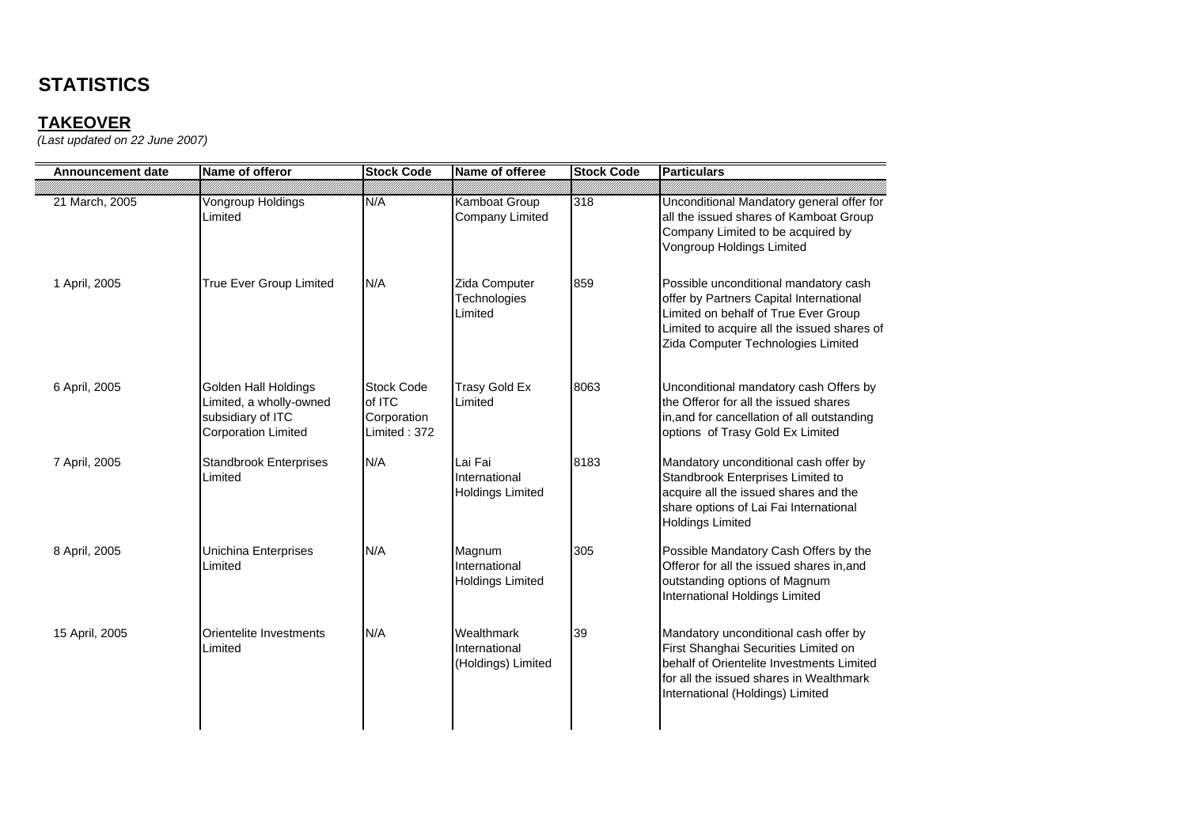# STATISTICS

## TAKEOVER

*(Last updated on 22 June 2007)*

| Announcement date | Name of offeror | Stock Code | Name of offeree | Stock Code | Particulars |
|---|---|---|---|---|---|
| 21 March, 2005 | Vongroup Holdings Limited | N/A | Kamboat Group Company Limited | 318 | Unconditional Mandatory general offer for all the issued shares of Kamboat Group Company Limited to be acquired by Vongroup Holdings Limited |
| 1 April, 2005 | True Ever Group Limited | N/A | Zida Computer Technologies Limited | 859 | Possible unconditional mandatory cash offer by Partners Capital International Limited on behalf of True Ever Group Limited to acquire all the issued shares of Zida Computer Technologies Limited |
| 6 April, 2005 | Golden Hall Holdings Limited, a wholly-owned subsidiary of ITC Corporation Limited | Stock Code of ITC Corporation Limited : 372 | Trasy Gold Ex Limited | 8063 | Unconditional mandatory cash Offers by the Offeror for all the issued shares in,and for cancellation of all outstanding options of Trasy Gold Ex Limited |
| 7 April, 2005 | Standbrook Enterprises Limited | N/A | Lai Fai International Holdings Limited | 8183 | Mandatory unconditional cash offer by Standbrook Enterprises Limited to acquire all the issued shares and the share options of Lai Fai International Holdings Limited |
| 8 April, 2005 | Unichina Enterprises Limited | N/A | Magnum International Holdings Limited | 305 | Possible Mandatory Cash Offers by the Offeror for all the issued shares in,and outstanding options of Magnum International Holdings Limited |
| 15 April, 2005 | Orientelite Investments Limited | N/A | Wealthmark International (Holdings) Limited | 39 | Mandatory unconditional cash offer by First Shanghai Securities Limited on behalf of Orientelite Investments Limited for all the issued shares in Wealthmark International (Holdings) Limited |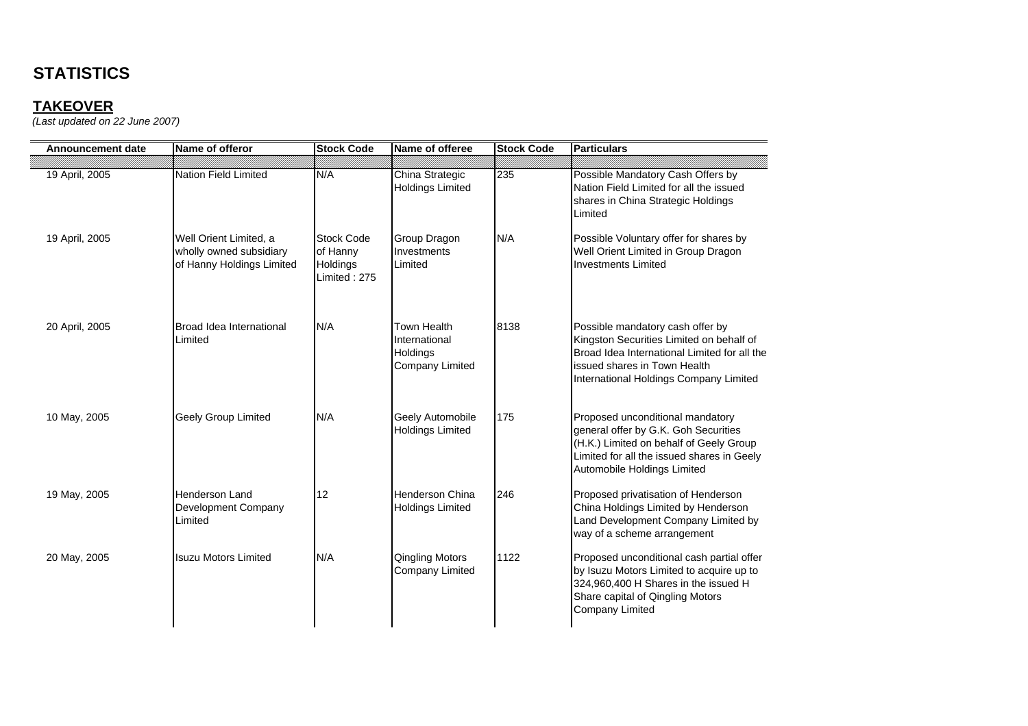# STATISTICS

## TAKEOVER

*(Last updated on 22 June 2007)*

| Announcement date | Name of offeror | Stock Code | Name of offeree | Stock Code | Particulars |
|---|---|---|---|---|---|
| 19 April, 2005 | Nation Field Limited | N/A | China Strategic Holdings Limited | 235 | Possible Mandatory Cash Offers by Nation Field Limited for all the issued shares in China Strategic Holdings Limited |
| 19 April, 2005 | Well Orient Limited, a wholly owned subsidiary of Hanny Holdings Limited | Stock Code of Hanny Holdings Limited : 275 | Group Dragon Investments Limited | N/A | Possible Voluntary offer for shares by Well Orient Limited in Group Dragon Investments Limited |
| 20 April, 2005 | Broad Idea International Limited | N/A | Town Health International Holdings Company Limited | 8138 | Possible mandatory cash offer by Kingston Securities Limited on behalf of Broad Idea International Limited for all the issued shares in Town Health International Holdings Company Limited |
| 10 May, 2005 | Geely Group Limited | N/A | Geely Automobile Holdings Limited | 175 | Proposed unconditional mandatory general offer by G.K. Goh Securities (H.K.) Limited on behalf of Geely Group Limited for all the issued shares in Geely Automobile Holdings Limited |
| 19 May, 2005 | Henderson Land Development Company Limited | 12 | Henderson China Holdings Limited | 246 | Proposed privatisation of Henderson China Holdings Limited by Henderson Land Development Company Limited by way of a scheme arrangement |
| 20 May, 2005 | Isuzu Motors Limited | N/A | Qingling Motors Company Limited | 1122 | Proposed unconditional cash partial offer by Isuzu Motors Limited to acquire up to 324,960,400 H Shares in the issued H Share capital of Qingling Motors Company Limited |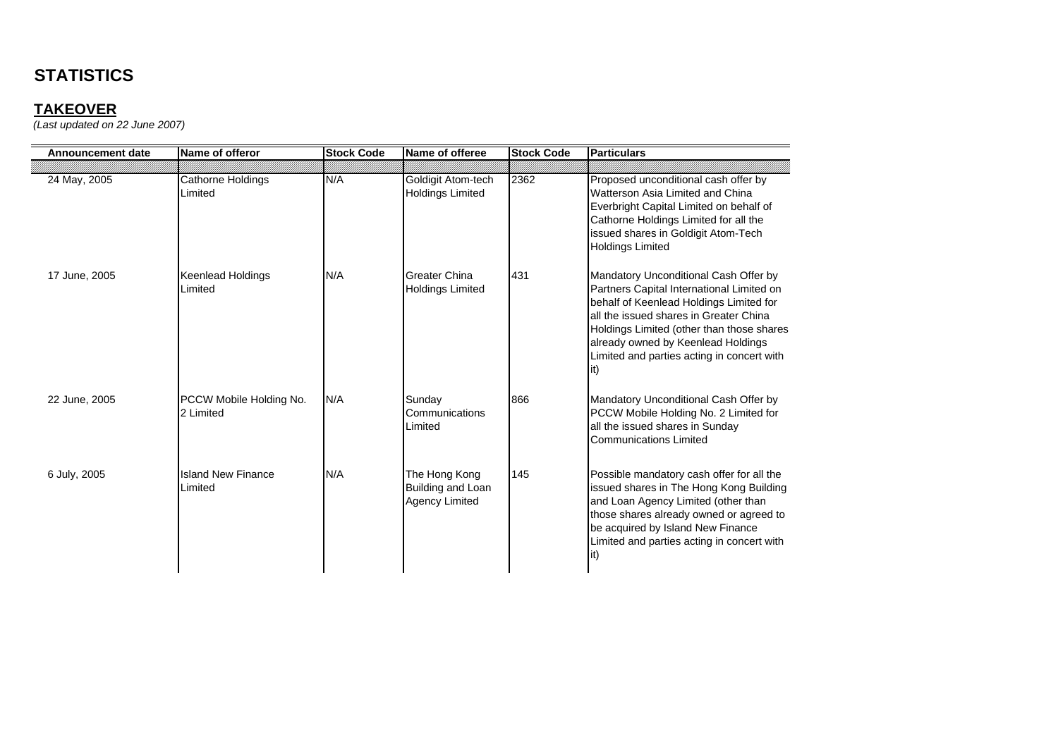# STATISTICS

## TAKEOVER

*(Last updated on 22 June 2007)*

| Announcement date | Name of offeror | Stock Code | Name of offeree | Stock Code | Particulars |
|---|---|---|---|---|---|
| 24 May, 2005 | Cathorne Holdings Limited | N/A | Goldigit Atom-tech Holdings Limited | 2362 | Proposed unconditional cash offer by Watterson Asia Limited and China Everbright Capital Limited on behalf of Cathorne Holdings Limited for all the issued shares in Goldigit Atom-Tech Holdings Limited |
| 17 June, 2005 | Keenlead Holdings Limited | N/A | Greater China Holdings Limited | 431 | Mandatory Unconditional Cash Offer by Partners Capital International Limited on behalf of Keenlead Holdings Limited for all the issued shares in Greater China Holdings Limited (other than those shares already owned by Keenlead Holdings Limited and parties acting in concert with it) |
| 22 June, 2005 | PCCW Mobile Holding No. 2 Limited | N/A | Sunday Communications Limited | 866 | Mandatory Unconditional Cash Offer by PCCW Mobile Holding No. 2 Limited for all the issued shares in Sunday Communications Limited |
| 6 July, 2005 | Island New Finance Limited | N/A | The Hong Kong Building and Loan Agency Limited | 145 | Possible mandatory cash offer for all the issued shares in The Hong Kong Building and Loan Agency Limited (other than those shares already owned or agreed to be acquired by Island New Finance Limited and parties acting in concert with it) |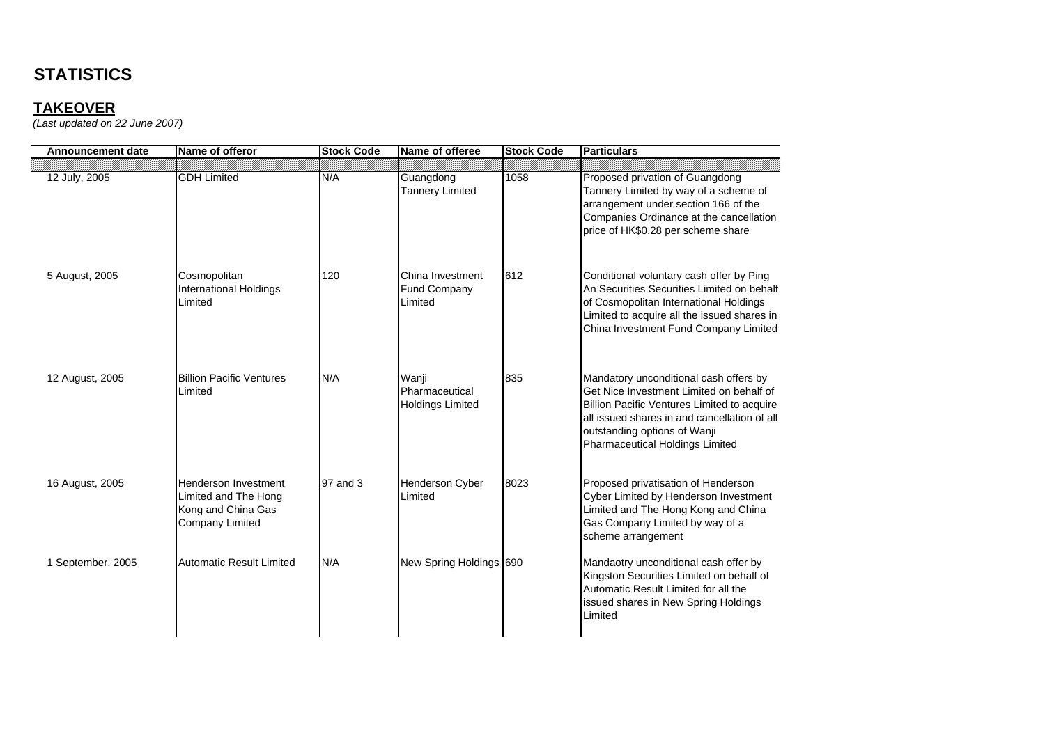# STATISTICS

## TAKEOVER

*(Last updated on 22 June 2007)*

| Announcement date | Name of offeror | Stock Code | Name of offeree | Stock Code | Particulars |
|---|---|---|---|---|---|
| 12 July, 2005 | GDH Limited | N/A | Guangdong Tannery Limited | 1058 | Proposed privation of Guangdong Tannery Limited by way of a scheme of arrangement under section 166 of the Companies Ordinance at the cancellation price of HK$0.28 per scheme share |
| 5 August, 2005 | Cosmopolitan International Holdings Limited | 120 | China Investment Fund Company Limited | 612 | Conditional voluntary cash offer by Ping An Securities Securities Limited on behalf of Cosmopolitan International Holdings Limited to acquire all the issued shares in China Investment Fund Company Limited |
| 12 August, 2005 | Billion Pacific Ventures Limited | N/A | Wanji Pharmaceutical Holdings Limited | 835 | Mandatory unconditional cash offers by Get Nice Investment Limited on behalf of Billion Pacific Ventures Limited to acquire all issued shares in and cancellation of all outstanding options of Wanji Pharmaceutical Holdings Limited |
| 16 August, 2005 | Henderson Investment Limited and The Hong Kong and China Gas Company Limited | 97 and 3 | Henderson Cyber Limited | 8023 | Proposed privatisation of Henderson Cyber Limited by Henderson Investment Limited and The Hong Kong and China Gas Company Limited by way of a scheme arrangement |
| 1 September, 2005 | Automatic Result Limited | N/A | New Spring Holdings | 690 | Mandaotry unconditional cash offer by Kingston Securities Limited on behalf of Automatic Result Limited for all the issued shares in New Spring Holdings Limited |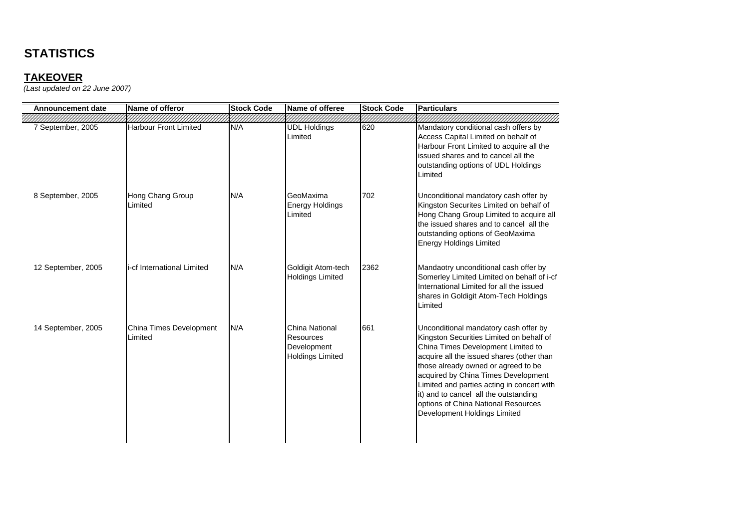# STATISTICS

## TAKEOVER

*(Last updated on 22 June 2007)*

| Announcement date | Name of offeror | Stock Code | Name of offeree | Stock Code | Particulars |
|---|---|---|---|---|---|
| 7 September, 2005 | Harbour Front Limited | N/A | UDL Holdings Limited | 620 | Mandatory conditional cash offers by Access Capital Limited on behalf of Harbour Front Limited to acquire all the issued shares and to cancel all the outstanding options of UDL Holdings Limited |
| 8 September, 2005 | Hong Chang Group Limited | N/A | GeoMaxima Energy Holdings Limited | 702 | Unconditional mandatory cash offer by Kingston Securites Limited on behalf of Hong Chang Group Limited to acquire all the issued shares and to cancel all the outstanding options of GeoMaxima Energy Holdings Limited |
| 12 September, 2005 | i-cf International Limited | N/A | Goldigit Atom-tech Holdings Limited | 2362 | Mandaotry unconditional cash offer by Somerley Limited Limited on behalf of i-cf International Limited for all the issued shares in Goldigit Atom-Tech Holdings Limited |
| 14 September, 2005 | China Times Development Limited | N/A | China National Resources Development Holdings Limited | 661 | Unconditional mandatory cash offer by Kingston Securities Limited on behalf of China Times Development Limited to acquire all the issued shares (other than those already owned or agreed to be acquired by China Times Development Limited and parties acting in concert with it) and to cancel all the outstanding options of China National Resources Development Holdings Limited |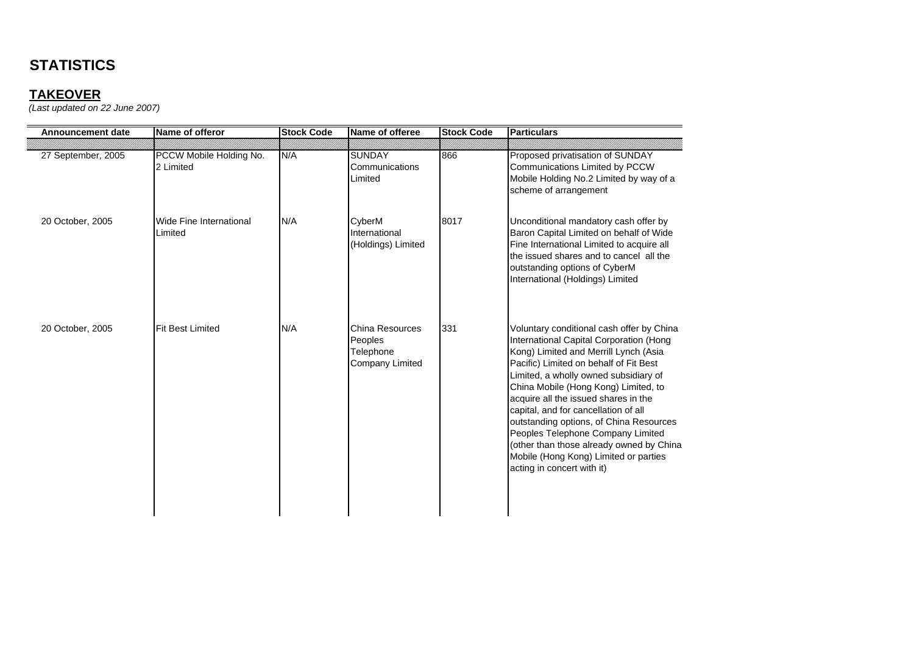## STATISTICS

### TAKEOVER

*(Last updated on 22 June 2007)*

| Announcement date | Name of offeror | Stock Code | Name of offeree | Stock Code | Particulars |
|---|---|---|---|---|---|
| 27 September, 2005 | PCCW Mobile Holding No. 2 Limited | N/A | SUNDAY Communications Limited | 866 | Proposed privatisation of SUNDAY Communications Limited by PCCW Mobile Holding No.2 Limited by way of a scheme of arrangement |
| 20 October, 2005 | Wide Fine International Limited | N/A | CyberM International (Holdings) Limited | 8017 | Unconditional mandatory cash offer by Baron Capital Limited on behalf of Wide Fine International Limited to acquire all the issued shares and to cancel all the outstanding options of CyberM International (Holdings) Limited |
| 20 October, 2005 | Fit Best Limited | N/A | China Resources Peoples Telephone Company Limited | 331 | Voluntary conditional cash offer by China International Capital Corporation (Hong Kong) Limited and Merrill Lynch (Asia Pacific) Limited on behalf of Fit Best Limited, a wholly owned subsidiary of China Mobile (Hong Kong) Limited, to acquire all the issued shares in the capital, and for cancellation of all outstanding options, of China Resources Peoples Telephone Company Limited (other than those already owned by China Mobile (Hong Kong) Limited or parties acting in concert with it) |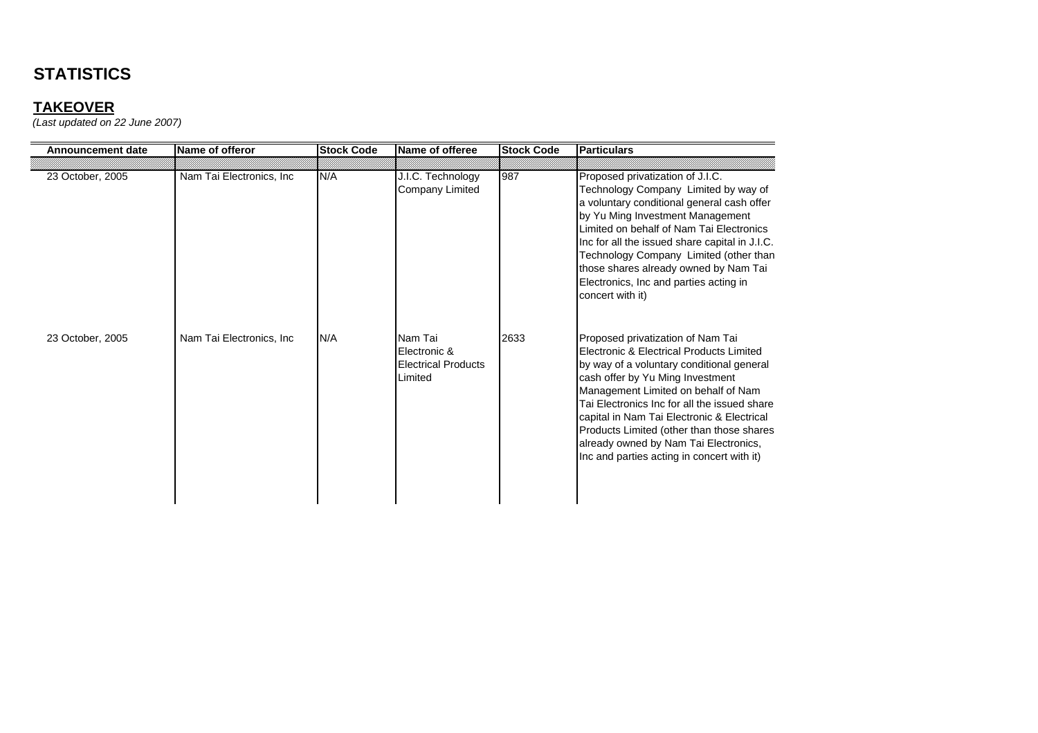# STATISTICS

## TAKEOVER

*(Last updated on 22 June 2007)*

| Announcement date | Name of offeror | Stock Code | Name of offeree | Stock Code | Particulars |
|---|---|---|---|---|---|
| 23 October, 2005 | Nam Tai Electronics, Inc | N/A | J.I.C. Technology Company Limited | 987 | Proposed privatization of J.I.C. Technology Company Limited by way of a voluntary conditional general cash offer by Yu Ming Investment Management Limited on behalf of Nam Tai Electronics Inc for all the issued share capital in J.I.C. Technology Company Limited (other than those shares already owned by Nam Tai Electronics, Inc and parties acting in concert with it) |
| 23 October, 2005 | Nam Tai Electronics, Inc | N/A | Nam Tai Electronic & Electrical Products Limited | 2633 | Proposed privatization of Nam Tai Electronic & Electrical Products Limited by way of a voluntary conditional general cash offer by Yu Ming Investment Management Limited on behalf of Nam Tai Electronics Inc for all the issued share capital in Nam Tai Electronic & Electrical Products Limited (other than those shares already owned by Nam Tai Electronics, Inc and parties acting in concert with it) |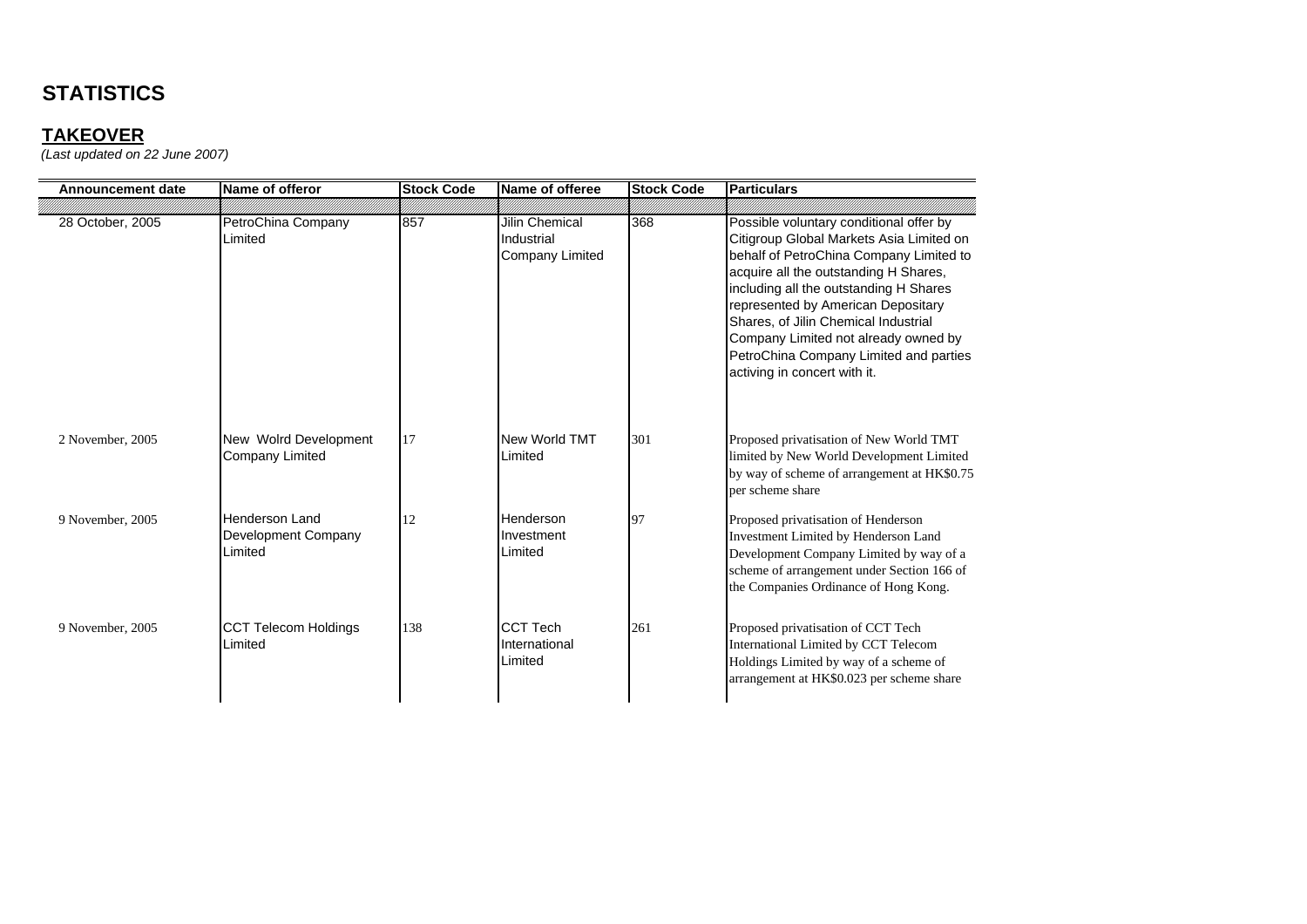# STATISTICS

## TAKEOVER

*(Last updated on 22 June 2007)*

| Announcement date | Name of offeror | Stock Code | Name of offeree | Stock Code | Particulars |
|---|---|---|---|---|---|
| 28 October, 2005 | PetroChina Company Limited | 857 | Jilin Chemical Industrial Company Limited | 368 | Possible voluntary conditional offer by Citigroup Global Markets Asia Limited on behalf of PetroChina Company Limited to acquire all the outstanding H Shares, including all the outstanding H Shares represented by American Depositary Shares, of Jilin Chemical Industrial Company Limited not already owned by PetroChina Company Limited and parties activing in concert with it. |
| 2 November, 2005 | New Wolrd Development Company Limited | 17 | New World TMT Limited | 301 | Proposed privatisation of New World TMT limited by New World Development Limited by way of scheme of arrangement at HK$0.75 per scheme share |
| 9 November, 2005 | Henderson Land Development Company Limited | 12 | Henderson Investment Limited | 97 | Proposed privatisation of Henderson Investment Limited by Henderson Land Development Company Limited by way of a scheme of arrangement under Section 166 of the Companies Ordinance of Hong Kong. |
| 9 November, 2005 | CCT Telecom Holdings Limited | 138 | CCT Tech International Limited | 261 | Proposed privatisation of CCT Tech International Limited by CCT Telecom Holdings Limited by way of a scheme of arrangement at HK$0.023 per scheme share |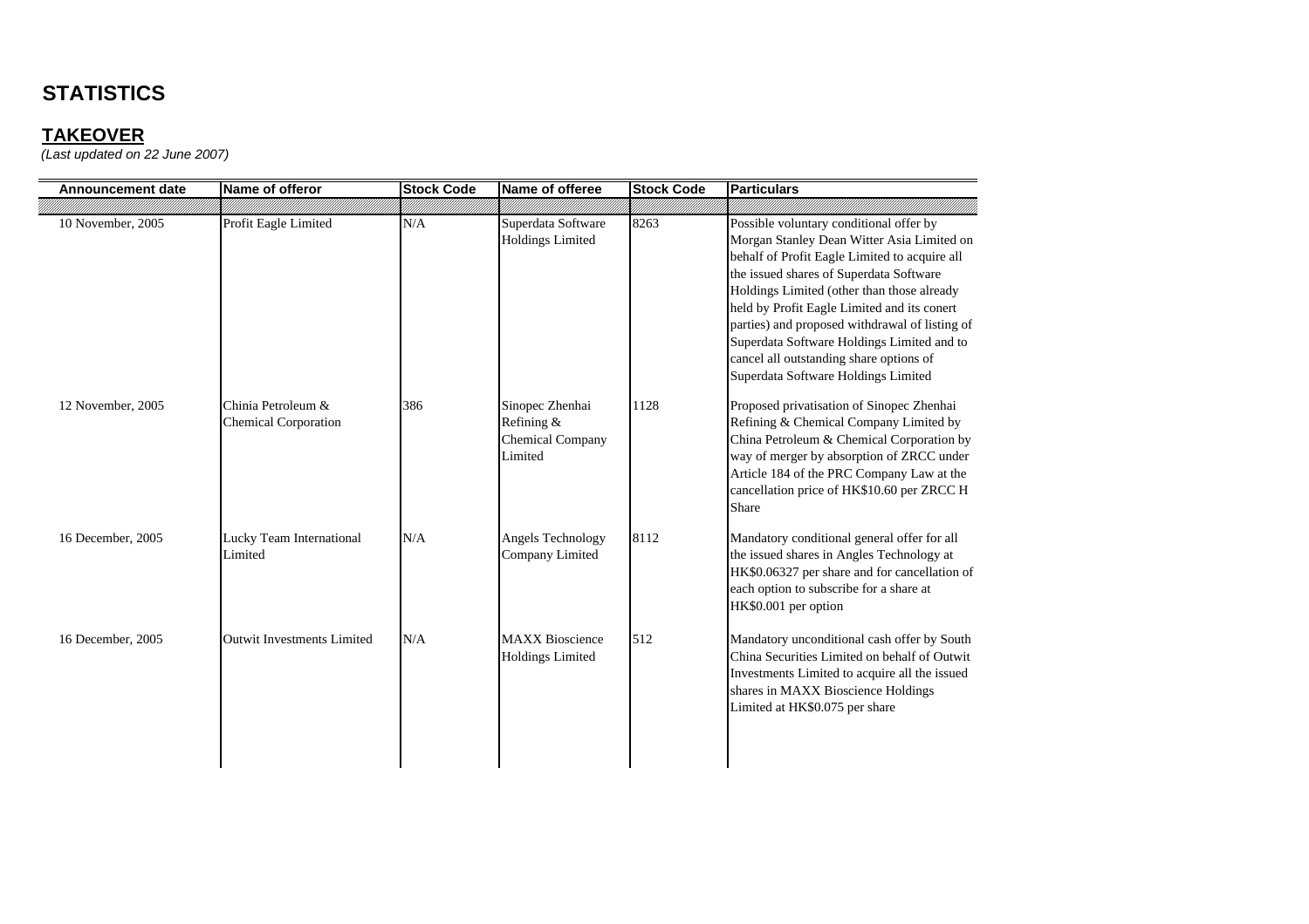# STATISTICS

## TAKEOVER

*(Last updated on 22 June 2007)*

| Announcement date | Name of offeror | Stock Code | Name of offeree | Stock Code | Particulars |
|---|---|---|---|---|---|
| 10 November, 2005 | Profit Eagle Limited | N/A | Superdata Software Holdings Limited | 8263 | Possible voluntary conditional offer by Morgan Stanley Dean Witter Asia Limited on behalf of Profit Eagle Limited to acquire all the issued shares of Superdata Software Holdings Limited (other than those already held by Profit Eagle Limited and its conert parties) and proposed withdrawal of listing of Superdata Software Holdings Limited and to cancel all outstanding share options of Superdata Software Holdings Limited |
| 12 November, 2005 | Chinia Petroleum & Chemical Corporation | 386 | Sinopec Zhenhai Refining & Chemical Company Limited | 1128 | Proposed privatisation of Sinopec Zhenhai Refining & Chemical Company Limited by China Petroleum & Chemical Corporation by way of merger by absorption of ZRCC under Article 184 of the PRC Company Law at the cancellation price of HK$10.60 per ZRCC H Share |
| 16 December, 2005 | Lucky Team International Limited | N/A | Angels Technology Company Limited | 8112 | Mandatory conditional general offer for all the issued shares in Angles Technology at HK$0.06327 per share and for cancellation of each option to subscribe for a share at HK$0.001 per option |
| 16 December, 2005 | Outwit Investments Limited | N/A | MAXX Bioscience Holdings Limited | 512 | Mandatory unconditional cash offer by South China Securities Limited on behalf of Outwit Investments Limited to acquire all the issued shares in MAXX Bioscience Holdings Limited at HK$0.075 per share |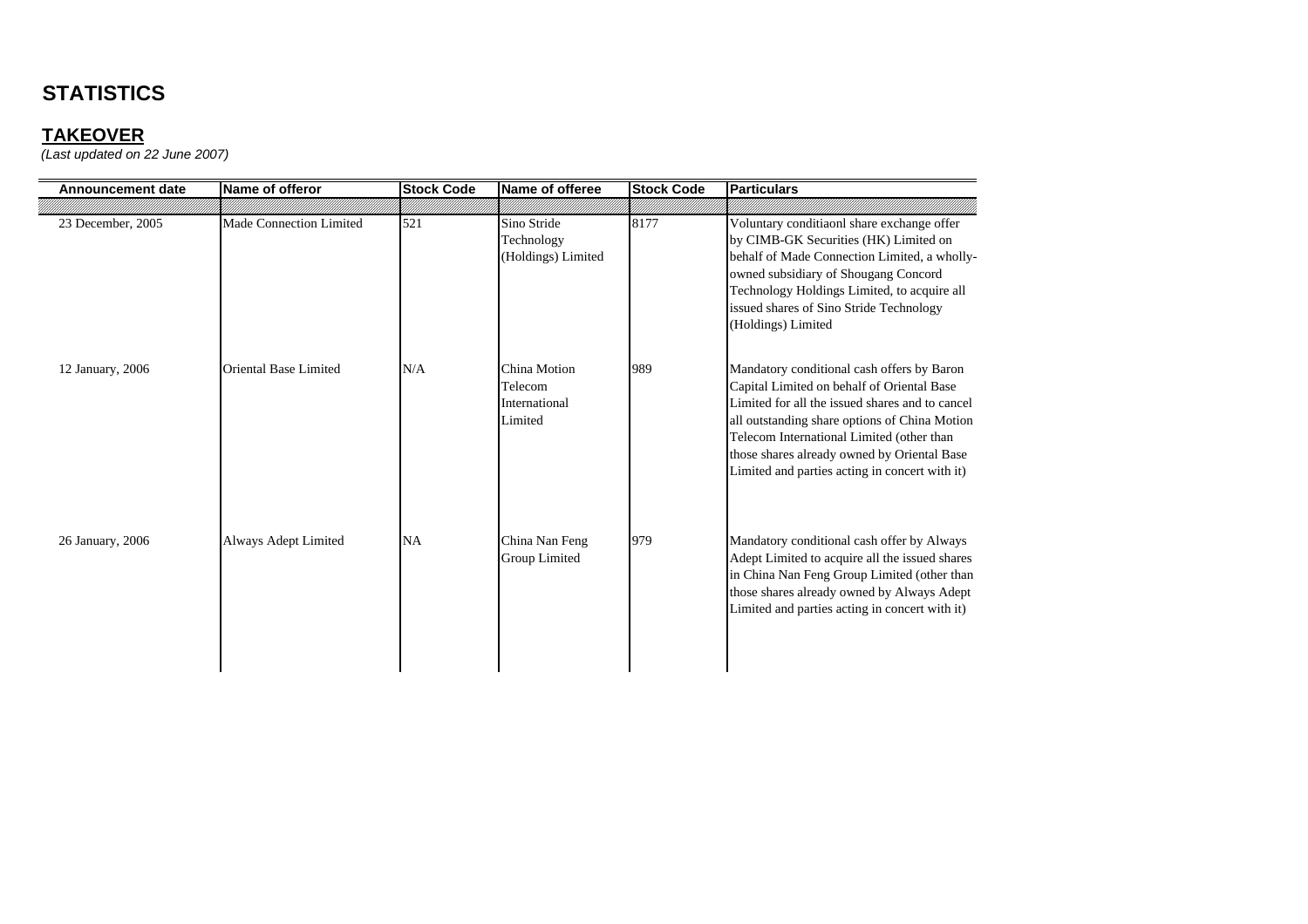# STATISTICS

## TAKEOVER

*(Last updated on 22 June 2007)*

| Announcement date | Name of offeror | Stock Code | Name of offeree | Stock Code | Particulars |
|---|---|---|---|---|---|
| 23 December, 2005 | Made Connection Limited | 521 | Sino Stride Technology (Holdings) Limited | 8177 | Voluntary conditiaonl share exchange offer by CIMB-GK Securities (HK) Limited on behalf of Made Connection Limited, a wholly-owned subsidiary of Shougang Concord Technology Holdings Limited, to acquire all issued shares of Sino Stride Technology (Holdings) Limited |
| 12 January, 2006 | Oriental Base Limited | N/A | China Motion Telecom International Limited | 989 | Mandatory conditional cash offers by Baron Capital Limited on behalf of Oriental Base Limited for all the issued shares and to cancel all outstanding share options of China Motion Telecom International Limited (other than those shares already owned by Oriental Base Limited and parties acting in concert with it) |
| 26 January, 2006 | Always Adept Limited | NA | China Nan Feng Group Limited | 979 | Mandatory conditional cash offer by Always Adept Limited to acquire all the issued shares in China Nan Feng Group Limited (other than those shares already owned by Always Adept Limited and parties acting in concert with it) |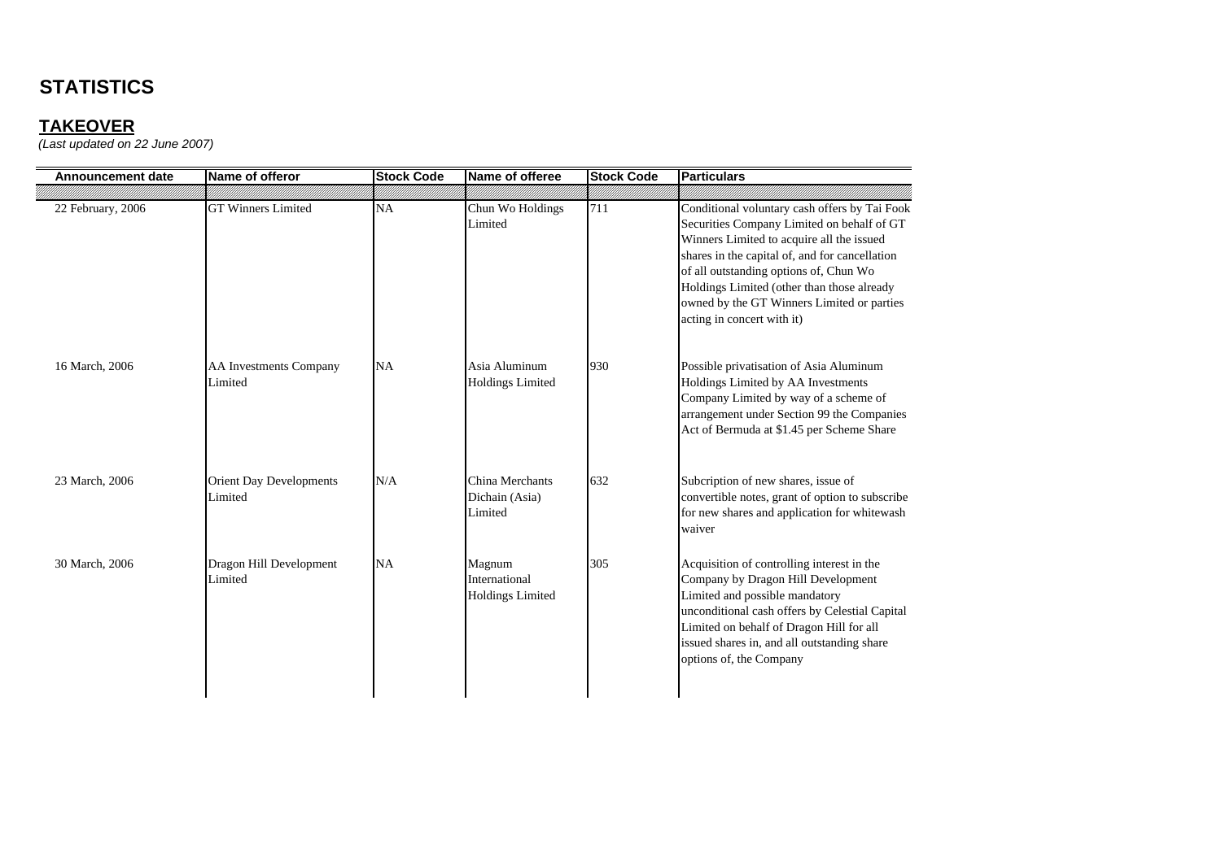# STATISTICS

## TAKEOVER

*(Last updated on 22 June 2007)*

| Announcement date | Name of offeror | Stock Code | Name of offeree | Stock Code | Particulars |
|---|---|---|---|---|---|
| 22 February, 2006 | GT Winners Limited | NA | Chun Wo Holdings Limited | 711 | Conditional voluntary cash offers by Tai Fook Securities Company Limited on behalf of GT Winners Limited to acquire all the issued shares in the capital of, and for cancellation of all outstanding options of, Chun Wo Holdings Limited (other than those already owned by the GT Winners Limited or parties acting in concert with it) |
| 16 March, 2006 | AA Investments Company Limited | NA | Asia Aluminum Holdings Limited | 930 | Possible privatisation of Asia Aluminum Holdings Limited by AA Investments Company Limited by way of a scheme of arrangement under Section 99 the Companies Act of Bermuda at $1.45 per Scheme Share |
| 23 March, 2006 | Orient Day Developments Limited | N/A | China Merchants Dichain (Asia) Limited | 632 | Subcription of new shares, issue of convertible notes, grant of option to subscribe for new shares and application for whitewash waiver |
| 30 March, 2006 | Dragon Hill Development Limited | NA | Magnum International Holdings Limited | 305 | Acquisition of controlling interest in the Company by Dragon Hill Development Limited and possible mandatory unconditional cash offers by Celestial Capital Limited on behalf of Dragon Hill for all issued shares in, and all outstanding share options of, the Company |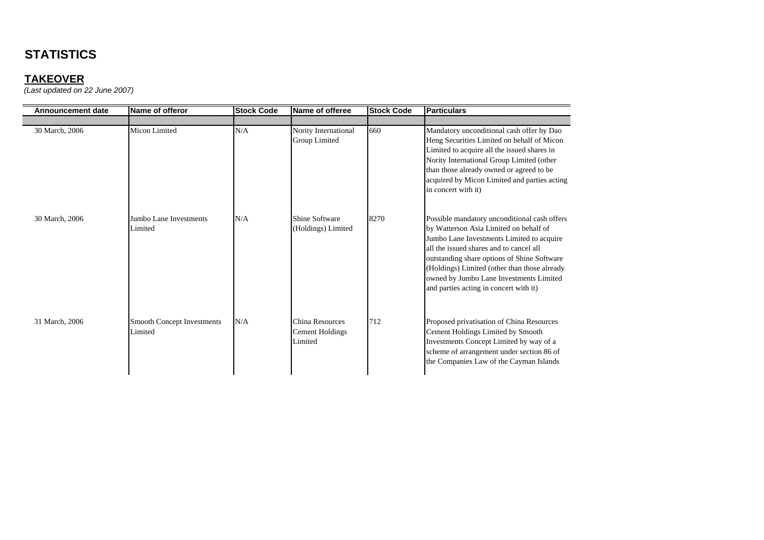# STATISTICS

## TAKEOVER

*(Last updated on 22 June 2007)*

| Announcement date | Name of offeror | Stock Code | Name of offeree | Stock Code | Particulars |
|---|---|---|---|---|---|
| 30 March, 2006 | Micon Limited | N/A | Nority International Group Limited | 660 | Mandatory unconditional cash offer by Dao Heng Securities Limited on behalf of Micon Limited to acquire all the issued shares in Nority International Group Limited (other than those already owned or agreed to be acquired by Micon Limited and parties acting in concert with it) |
| 30 March, 2006 | Jumbo Lane Investments Limited | N/A | Shine Software (Holdings) Limited | 8270 | Possible mandatory unconditional cash offers by Watterson Asia Limited on behalf of Jumbo Lane Investments Limited to acquire all the issued shares and to cancel all outstanding share options of Shine Software (Holdings) Limited (other than those already owned by Jumbo Lane Investments Limited and parties acting in concert with it) |
| 31 March, 2006 | Smooth Concept Investments Limited | N/A | China Resources Cement Holdings Limited | 712 | Proposed privatisation of China Resources Cement Holdings Limited by Smooth Investments Concept Limited by way of a scheme of arrangement under section 86 of the Companies Law of the Cayman Islands |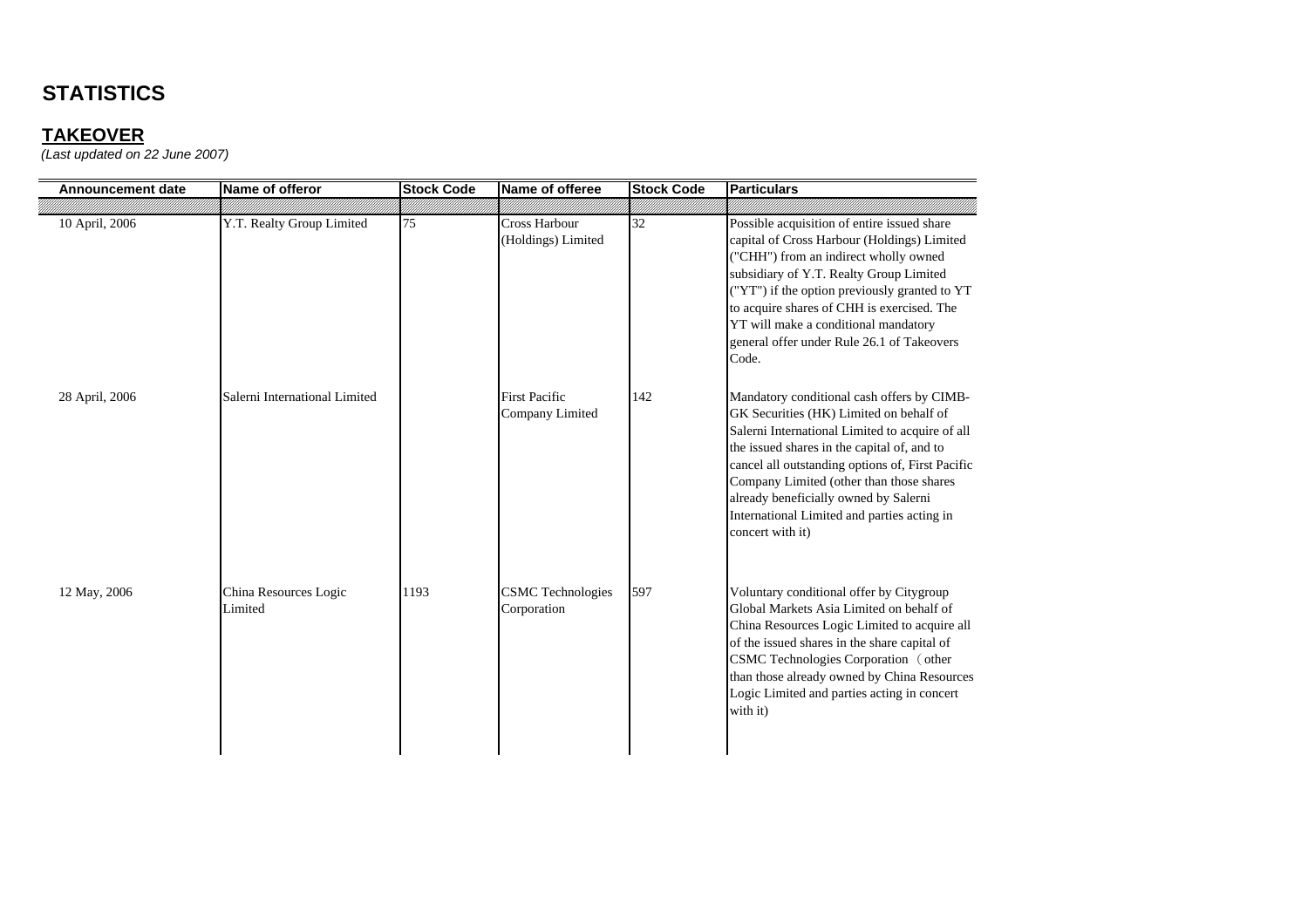# STATISTICS

## TAKEOVER

*(Last updated on 22 June 2007)*

| Announcement date | Name of offeror | Stock Code | Name of offeree | Stock Code | Particulars |
|---|---|---|---|---|---|
| 10 April, 2006 | Y.T. Realty Group Limited | 75 | Cross Harbour (Holdings) Limited | 32 | Possible acquisition of entire issued share capital of Cross Harbour (Holdings) Limited ("CHH") from an indirect wholly owned subsidiary of Y.T. Realty Group Limited ("YT") if the option previously granted to YT to acquire shares of CHH is exercised. The YT will make a conditional mandatory general offer under Rule 26.1 of Takeovers Code. |
| 28 April, 2006 | Salerni International Limited | | First Pacific Company Limited | 142 | Mandatory conditional cash offers by CIMB-GK Securities (HK) Limited on behalf of Salerni International Limited to acquire of all the issued shares in the capital of, and to cancel all outstanding options of, First Pacific Company Limited (other than those shares already beneficially owned by Salerni International Limited and parties acting in concert with it) |
| 12 May, 2006 | China Resources Logic Limited | 1193 | CSMC Technologies Corporation | 597 | Voluntary conditional offer by Citygroup Global Markets Asia Limited on behalf of China Resources Logic Limited to acquire all of the issued shares in the share capital of CSMC Technologies Corporation（other than those already owned by China Resources Logic Limited and parties acting in concert with it) |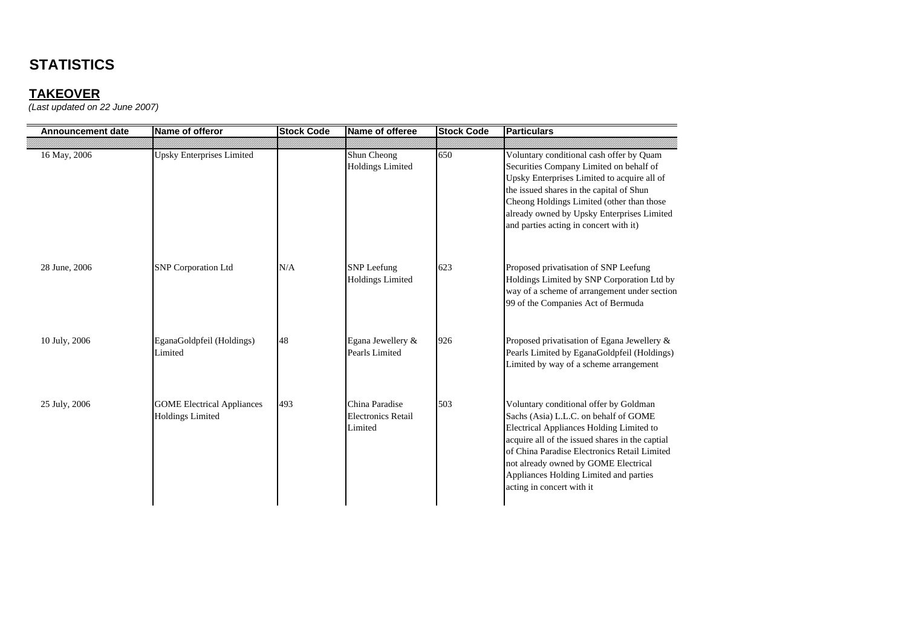# STATISTICS

## TAKEOVER

*(Last updated on 22 June 2007)*

| Announcement date | Name of offeror | Stock Code | Name of offeree | Stock Code | Particulars |
|---|---|---|---|---|---|
| 16 May, 2006 | Upsky Enterprises Limited | | Shun Cheong Holdings Limited | 650 | Voluntary conditional cash offer by Quam Securities Company Limited on behalf of Upsky Enterprises Limited to acquire all of the issued shares in the capital of Shun Cheong Holdings Limited (other than those already owned by Upsky Enterprises Limited and parties acting in concert with it) |
| 28 June, 2006 | SNP Corporation Ltd | N/A | SNP Leefung Holdings Limited | 623 | Proposed privatisation of SNP Leefung Holdings Limited by SNP Corporation Ltd by way of a scheme of arrangement under section 99 of the Companies Act of Bermuda |
| 10 July, 2006 | EganaGoldpfeil (Holdings) Limited | 48 | Egana Jewellery & Pearls Limited | 926 | Proposed privatisation of Egana Jewellery & Pearls Limited by EganaGoldpfeil (Holdings) Limited by way of a scheme arrangement |
| 25 July, 2006 | GOME Electrical Appliances Holdings Limited | 493 | China Paradise Electronics Retail Limited | 503 | Voluntary conditional offer by Goldman Sachs (Asia) L.L.C. on behalf of GOME Electrical Appliances Holding Limited to acquire all of the issued shares in the captial of China Paradise Electronics Retail Limited not already owned by GOME Electrical Appliances Holding Limited and parties acting in concert with it |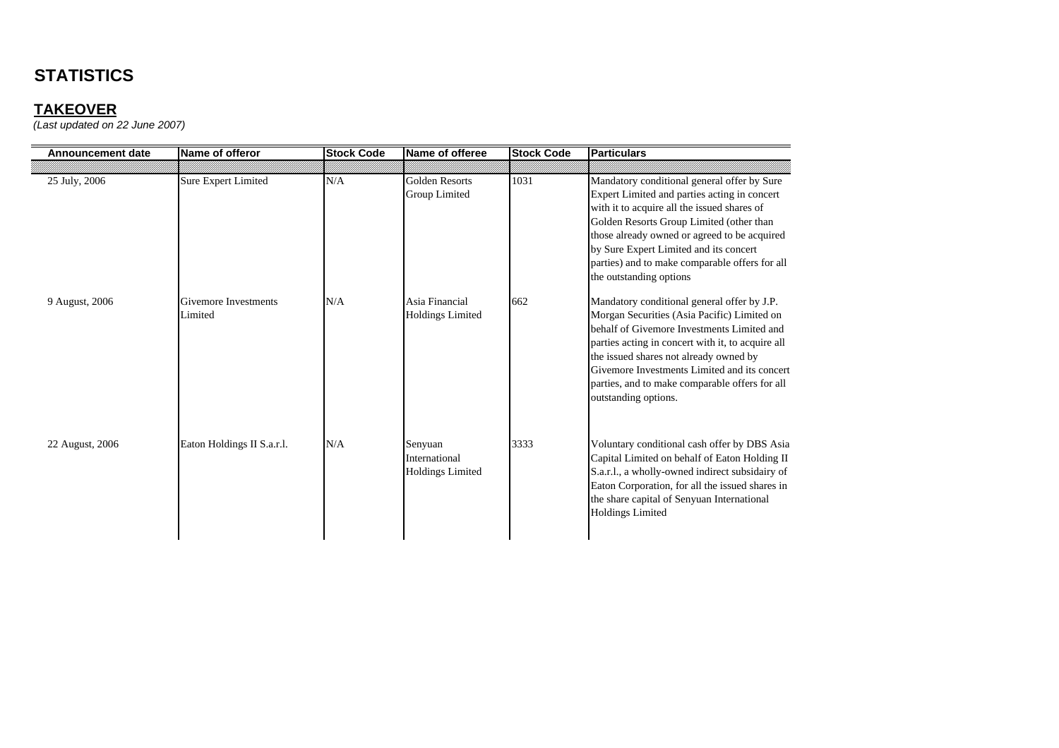# STATISTICS

## TAKEOVER

*(Last updated on 22 June 2007)*

| Announcement date | Name of offeror | Stock Code | Name of offeree | Stock Code | Particulars |
|---|---|---|---|---|---|
| 25 July, 2006 | Sure Expert Limited | N/A | Golden Resorts Group Limited | 1031 | Mandatory conditional general offer by Sure Expert Limited and parties acting in concert with it to acquire all the issued shares of Golden Resorts Group Limited (other than those already owned or agreed to be acquired by Sure Expert Limited and its concert parties) and to make comparable offers for all the outstanding options |
| 9 August, 2006 | Givemore Investments Limited | N/A | Asia Financial Holdings Limited | 662 | Mandatory conditional general offer by J.P. Morgan Securities (Asia Pacific) Limited on behalf of Givemore Investments Limited and parties acting in concert with it, to acquire all the issued shares not already owned by Givemore Investments Limited and its concert parties, and to make comparable offers for all outstanding options. |
| 22 August, 2006 | Eaton Holdings II S.a.r.l. | N/A | Senyuan International Holdings Limited | 3333 | Voluntary conditional cash offer by DBS Asia Capital Limited on behalf of Eaton Holding II S.a.r.l., a wholly-owned indirect subsidairy of Eaton Corporation, for all the issued shares in the share capital of Senyuan International Holdings Limited |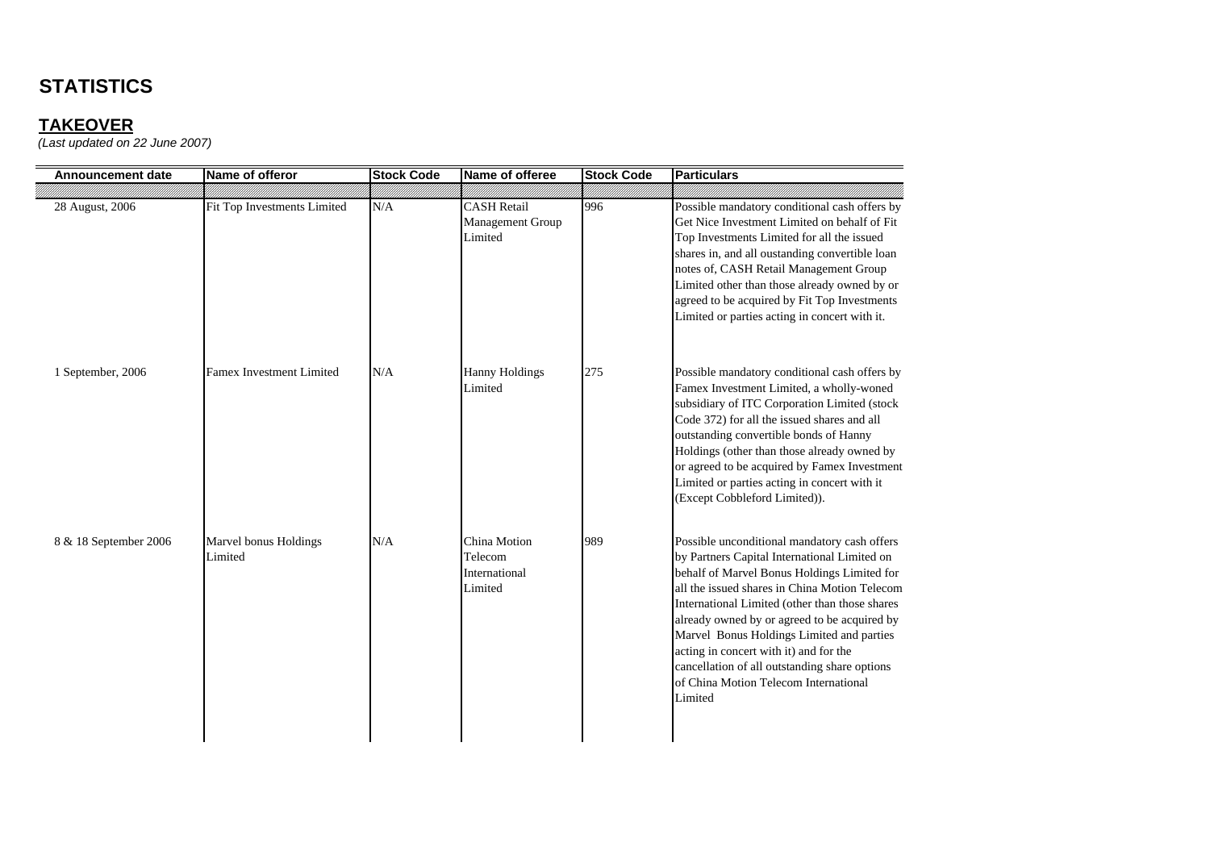# STATISTICS

## TAKEOVER

*(Last updated on 22 June 2007)*

| Announcement date | Name of offeror | Stock Code | Name of offeree | Stock Code | Particulars |
|---|---|---|---|---|---|
| 28 August, 2006 | Fit Top Investments Limited | N/A | CASH Retail Management Group Limited | 996 | Possible mandatory conditional cash offers by Get Nice Investment Limited on behalf of Fit Top Investments Limited for all the issued shares in, and all oustanding convertible loan notes of, CASH Retail Management Group Limited other than those already owned by or agreed to be acquired by Fit Top Investments Limited or parties acting in concert with it. |
| 1 September, 2006 | Famex Investment Limited | N/A | Hanny Holdings Limited | 275 | Possible mandatory conditional cash offers by Famex Investment Limited, a wholly-woned subsidiary of ITC Corporation Limited (stock Code 372) for all the issued shares and all outstanding convertible bonds of Hanny Holdings (other than those already owned by or agreed to be acquired by Famex Investment Limited or parties acting in concert with it (Except Cobbleford Limited)). |
| 8 & 18 September 2006 | Marvel bonus Holdings Limited | N/A | China Motion Telecom International Limited | 989 | Possible unconditional mandatory cash offers by Partners Capital International Limited on behalf of Marvel Bonus Holdings Limited for all the issued shares in China Motion Telecom International Limited (other than those shares already owned by or agreed to be acquired by Marvel Bonus Holdings Limited and parties acting in concert with it) and for the cancellation of all outstanding share options of China Motion Telecom International Limited |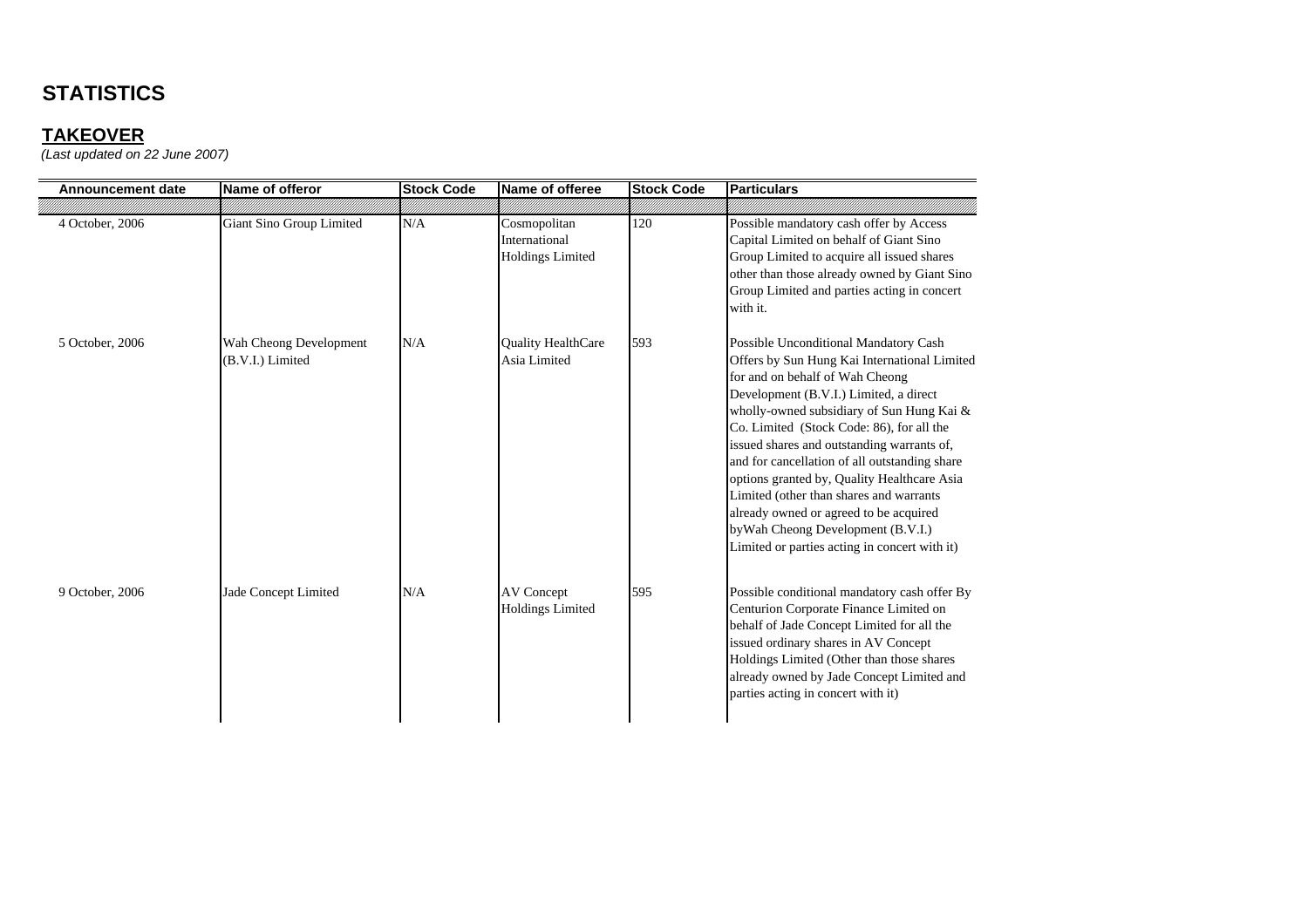# STATISTICS

## TAKEOVER

*(Last updated on 22 June 2007)*

| Announcement date | Name of offeror | Stock Code | Name of offeree | Stock Code | Particulars |
|---|---|---|---|---|---|
| 4 October, 2006 | Giant Sino Group Limited | N/A | Cosmopolitan International Holdings Limited | 120 | Possible mandatory cash offer by Access Capital Limited on behalf of Giant Sino Group Limited to acquire all issued shares other than those already owned by Giant Sino Group Limited and parties acting in concert with it. |
| 5 October, 2006 | Wah Cheong Development (B.V.I.) Limited | N/A | Quality HealthCare Asia Limited | 593 | Possible Unconditional Mandatory Cash Offers by Sun Hung Kai International Limited for and on behalf of Wah Cheong Development (B.V.I.) Limited, a direct wholly-owned subsidiary of Sun Hung Kai & Co. Limited (Stock Code: 86), for all the issued shares and outstanding warrants of, and for cancellation of all outstanding share options granted by, Quality Healthcare Asia Limited (other than shares and warrants already owned or agreed to be acquired byWah Cheong Development (B.V.I.) Limited or parties acting in concert with it) |
| 9 October, 2006 | Jade Concept Limited | N/A | AV Concept Holdings Limited | 595 | Possible conditional mandatory cash offer By Centurion Corporate Finance Limited on behalf of Jade Concept Limited for all the issued ordinary shares in AV Concept Holdings Limited (Other than those shares already owned by Jade Concept Limited and parties acting in concert with it) |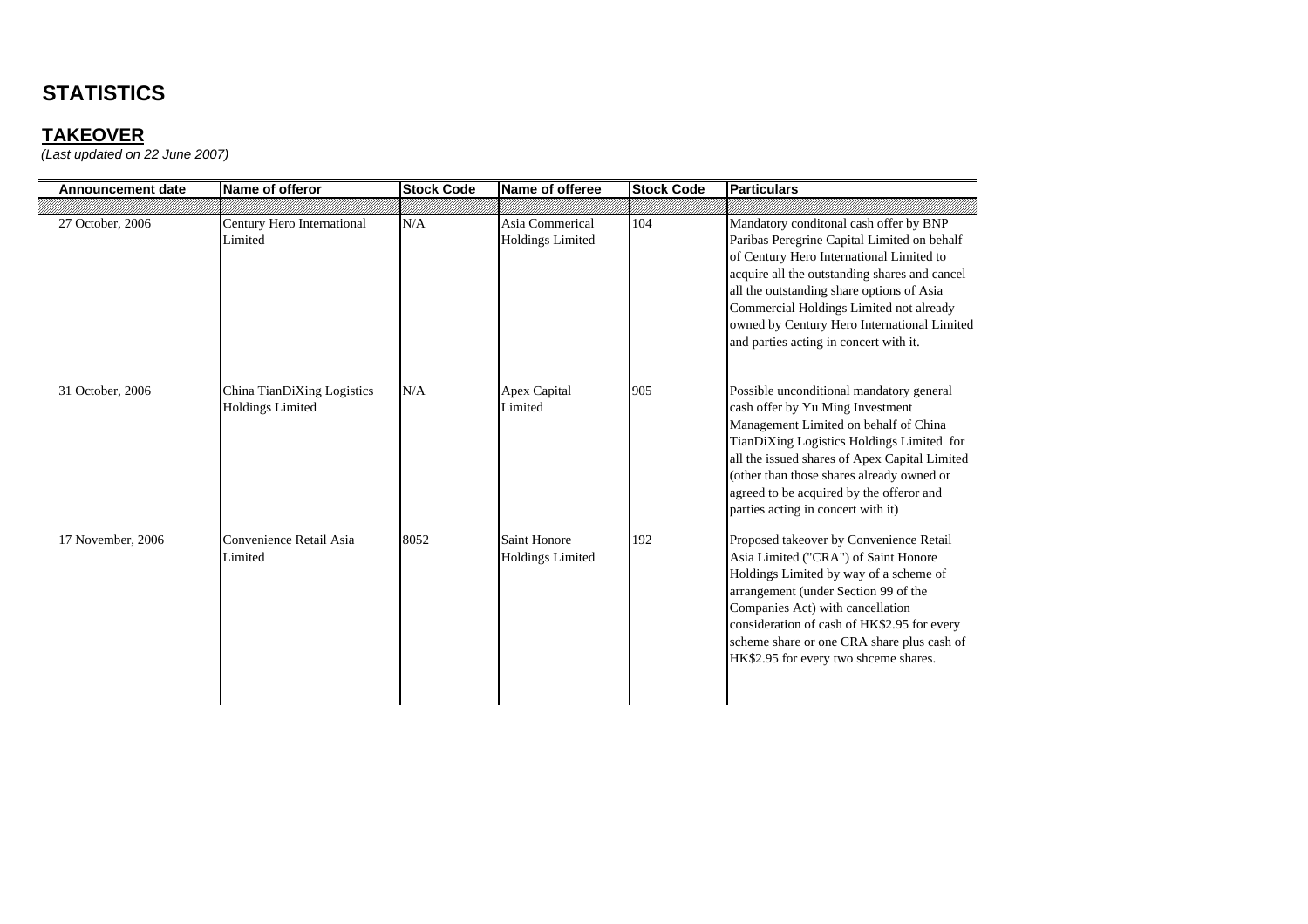# STATISTICS

## TAKEOVER

*(Last updated on 22 June 2007)*

| Announcement date | Name of offeror | Stock Code | Name of offeree | Stock Code | Particulars |
|---|---|---|---|---|---|
| 27 October, 2006 | Century Hero International Limited | N/A | Asia Commerical Holdings Limited | 104 | Mandatory conditonal cash offer by BNP Paribas Peregrine Capital Limited on behalf of Century Hero International Limited to acquire all the outstanding shares and cancel all the outstanding share options of Asia Commercial Holdings Limited not already owned by Century Hero International Limited and parties acting in concert with it. |
| 31 October, 2006 | China TianDiXing Logistics Holdings Limited | N/A | Apex Capital Limited | 905 | Possible unconditional mandatory general cash offer by Yu Ming Investment Management Limited on behalf of China TianDiXing Logistics Holdings Limited for all the issued shares of Apex Capital Limited (other than those shares already owned or agreed to be acquired by the offeror and parties acting in concert with it) |
| 17 November, 2006 | Convenience Retail Asia Limited | 8052 | Saint Honore Holdings Limited | 192 | Proposed takeover by Convenience Retail Asia Limited ("CRA") of Saint Honore Holdings Limited by way of a scheme of arrangement (under Section 99 of the Companies Act) with cancellation consideration of cash of HK$2.95 for every scheme share or one CRA share plus cash of HK$2.95 for every two shceme shares. |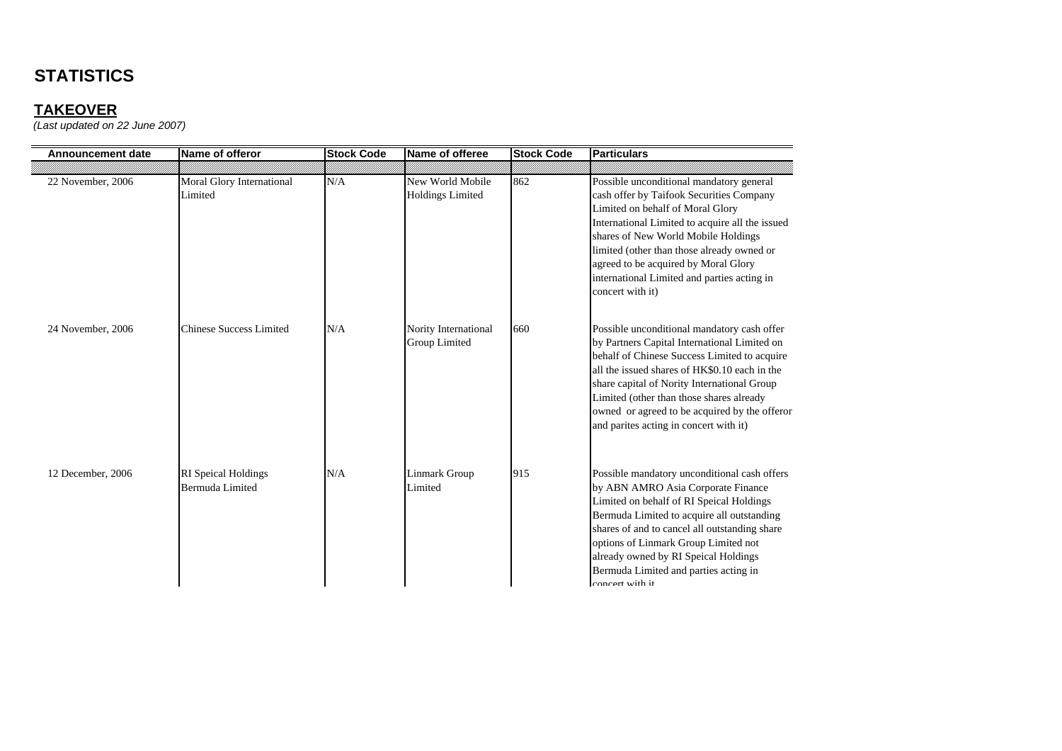# STATISTICS

## TAKEOVER

*(Last updated on 22 June 2007)*

| Announcement date | Name of offeror | Stock Code | Name of offeree | Stock Code | Particulars |
|---|---|---|---|---|---|
| 22 November, 2006 | Moral Glory International Limited | N/A | New World Mobile Holdings Limited | 862 | Possible unconditional mandatory general cash offer by Taifook Securities Company Limited on behalf of Moral Glory International Limited to acquire all the issued shares of New World Mobile Holdings limited (other than those already owned or agreed to be acquired by Moral Glory international Limited and parties acting in concert with it) |
| 24 November, 2006 | Chinese Success Limited | N/A | Nority International Group Limited | 660 | Possible unconditional mandatory cash offer by Partners Capital International Limited on behalf of Chinese Success Limited to acquire all the issued shares of HK$0.10 each in the share capital of Nority International Group Limited (other than those shares already owned or agreed to be acquired by the offeror and parites acting in concert with it) |
| 12 December, 2006 | RI Speical Holdings Bermuda Limited | N/A | Linmark Group Limited | 915 | Possible mandatory unconditional cash offers by ABN AMRO Asia Corporate Finance Limited on behalf of RI Speical Holdings Bermuda Limited to acquire all outstanding shares of and to cancel all outstanding share options of Linmark Group Limited not already owned by RI Speical Holdings Bermuda Limited and parties acting in concert with it |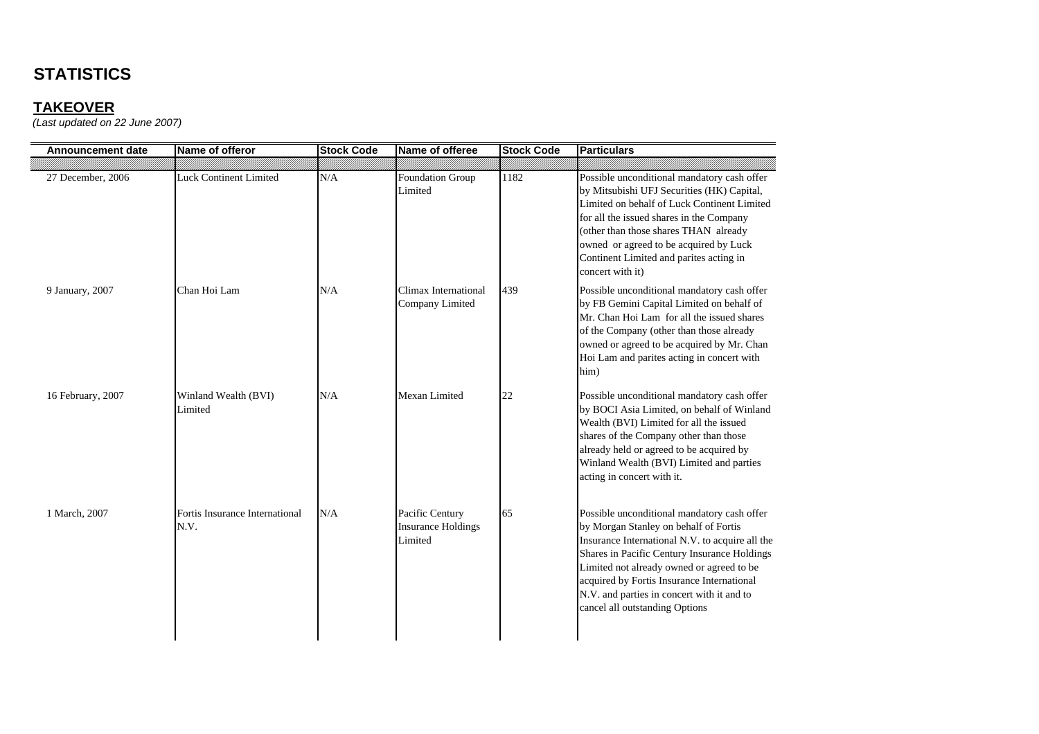# STATISTICS

## TAKEOVER

*(Last updated on 22 June 2007)*

| Announcement date | Name of offeror | Stock Code | Name of offeree | Stock Code | Particulars |
|---|---|---|---|---|---|
| 27 December, 2006 | Luck Continent Limited | N/A | Foundation Group Limited | 1182 | Possible unconditional mandatory cash offer by Mitsubishi UFJ Securities (HK) Capital, Limited on behalf of Luck Continent Limited for all the issued shares in the Company (other than those shares THAN already owned or agreed to be acquired by Luck Continent Limited and parites acting in concert with it) |
| 9 January, 2007 | Chan Hoi Lam | N/A | Climax International Company Limited | 439 | Possible unconditional mandatory cash offer by FB Gemini Capital Limited on behalf of Mr. Chan Hoi Lam for all the issued shares of the Company (other than those already owned or agreed to be acquired by Mr. Chan Hoi Lam and parites acting in concert with him) |
| 16 February, 2007 | Winland Wealth (BVI) Limited | N/A | Mexan Limited | 22 | Possible unconditional mandatory cash offer by BOCI Asia Limited, on behalf of Winland Wealth (BVI) Limited for all the issued shares of the Company other than those already held or agreed to be acquired by Winland Wealth (BVI) Limited and parties acting in concert with it. |
| 1 March, 2007 | Fortis Insurance International N.V. | N/A | Pacific Century Insurance Holdings Limited | 65 | Possible unconditional mandatory cash offer by Morgan Stanley on behalf of Fortis Insurance International N.V. to acquire all the Shares in Pacific Century Insurance Holdings Limited not already owned or agreed to be acquired by Fortis Insurance International N.V. and parties in concert with it and to cancel all outstanding Options |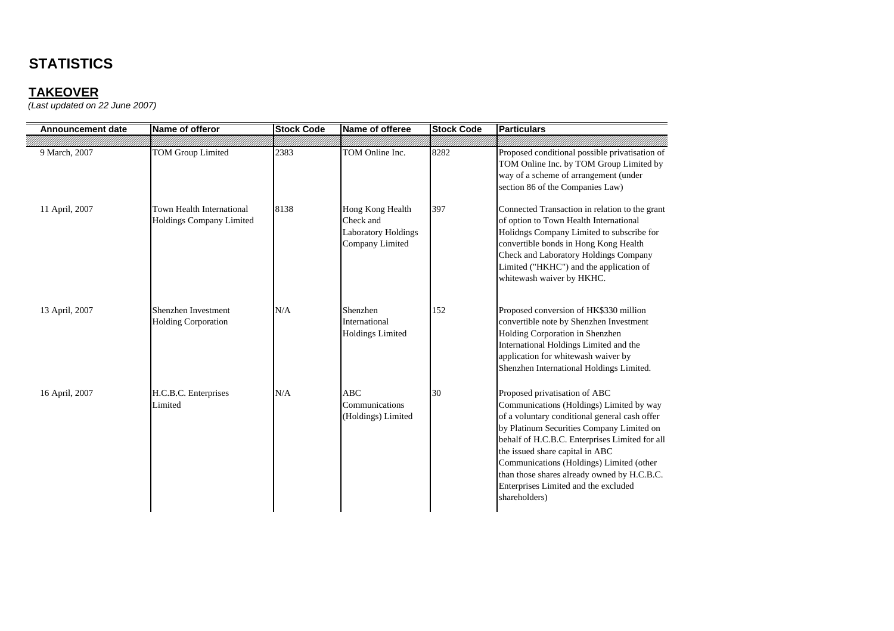# STATISTICS

## TAKEOVER

*(Last updated on 22 June 2007)*

| Announcement date | Name of offeror | Stock Code | Name of offeree | Stock Code | Particulars |
|---|---|---|---|---|---|
| 9 March, 2007 | TOM Group Limited | 2383 | TOM Online Inc. | 8282 | Proposed conditional possible privatisation of TOM Online Inc. by TOM Group Limited by way of a scheme of arrangement (under section 86 of the Companies Law) |
| 11 April, 2007 | Town Health International Holdings Company Limited | 8138 | Hong Kong Health Check and Laboratory Holdings Company Limited | 397 | Connected Transaction in relation to the grant of option to Town Health International Holidngs Company Limited to subscribe for convertible bonds in Hong Kong Health Check and Laboratory Holdings Company Limited ("HKHC") and the application of whitewash waiver by HKHC. |
| 13 April, 2007 | Shenzhen Investment Holding Corporation | N/A | Shenzhen International Holdings Limited | 152 | Proposed conversion of HK$330 million convertible note by Shenzhen Investment Holding Corporation in Shenzhen International Holdings Limited and the application for whitewash waiver by Shenzhen International Holdings Limited. |
| 16 April, 2007 | H.C.B.C. Enterprises Limited | N/A | ABC Communications (Holdings) Limited | 30 | Proposed privatisation of ABC Communications (Holdings) Limited by way of a voluntary conditional general cash offer by Platinum Securities Company Limited on behalf of H.C.B.C. Enterprises Limited for all the issued share capital in ABC Communications (Holdings) Limited (other than those shares already owned by H.C.B.C. Enterprises Limited and the excluded shareholders) |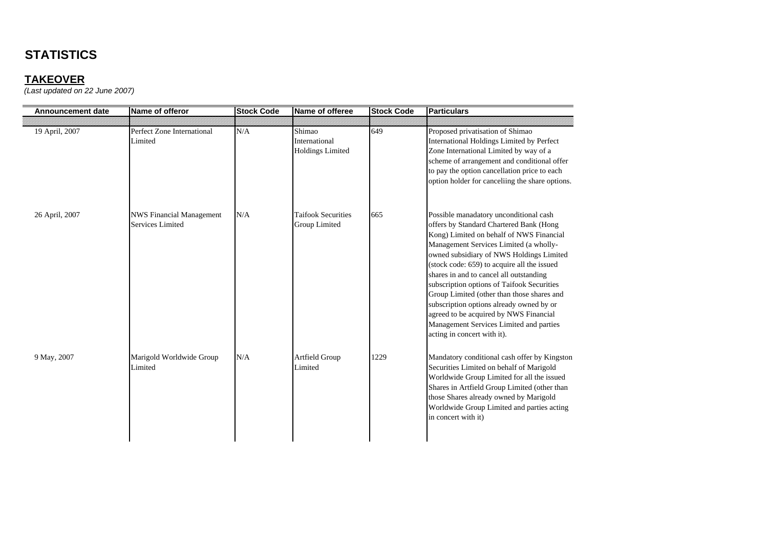# STATISTICS

## TAKEOVER

*(Last updated on 22 June 2007)*

| Announcement date | Name of offeror | Stock Code | Name of offeree | Stock Code | Particulars |
|---|---|---|---|---|---|
| 19 April, 2007 | Perfect Zone International Limited | N/A | Shimao International Holdings Limited | 649 | Proposed privatisation of Shimao International Holdings Limited by Perfect Zone International Limited by way of a scheme of arrangement and conditional offer to pay the option cancellation price to each option holder for canceliing the share options. |
| 26 April, 2007 | NWS Financial Management Services Limited | N/A | Taifook Securities Group Limited | 665 | Possible manadatory unconditional cash offers by Standard Chartered Bank (Hong Kong) Limited on behalf of NWS Financial Management Services Limited (a wholly-owned subsidiary of NWS Holdings Limited (stock code: 659) to acquire all the issued shares in and to cancel all outstanding subscription options of Taifook Securities Group Limited (other than those shares and subscription options already owned by or agreed to be acquired by NWS Financial Management Services Limited and parties acting in concert with it). |
| 9 May, 2007 | Marigold Worldwide Group Limited | N/A | Artfield Group Limited | 1229 | Mandatory conditional cash offer by Kingston Securities Limited on behalf of Marigold Worldwide Group Limited for all the issued Shares in Artfield Group Limited (other than those Shares already owned by Marigold Worldwide Group Limited and parties acting in concert with it) |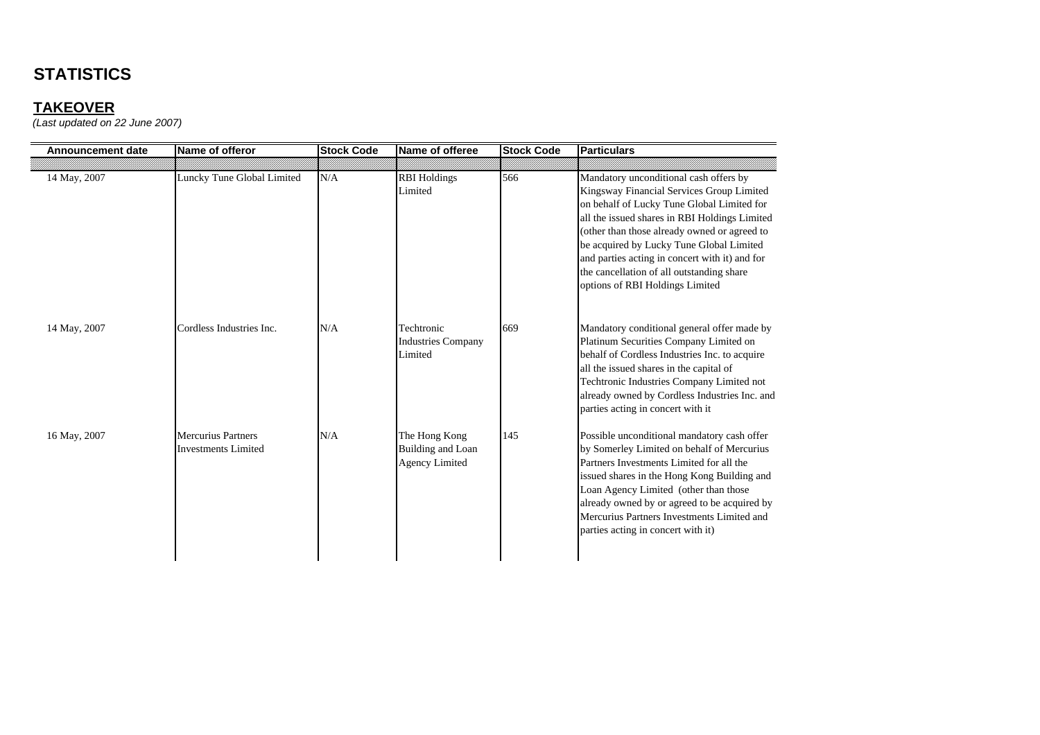# STATISTICS

## TAKEOVER

*(Last updated on 22 June 2007)*

| Announcement date | Name of offeror | Stock Code | Name of offeree | Stock Code | Particulars |
|---|---|---|---|---|---|
| 14 May, 2007 | Luncky Tune Global Limited | N/A | RBI Holdings Limited | 566 | Mandatory unconditional cash offers by Kingsway Financial Services Group Limited on behalf of Lucky Tune Global Limited for all the issued shares in RBI Holdings Limited (other than those already owned or agreed to be acquired by Lucky Tune Global Limited and parties acting in concert with it) and for the cancellation of all outstanding share options of RBI Holdings Limited |
| 14 May, 2007 | Cordless Industries Inc. | N/A | Techtronic Industries Company Limited | 669 | Mandatory conditional general offer made by Platinum Securities Company Limited on behalf of Cordless Industries Inc. to acquire all the issued shares in the capital of Techtronic Industries Company Limited not already owned by Cordless Industries Inc. and parties acting in concert with it |
| 16 May, 2007 | Mercurius Partners Investments Limited | N/A | The Hong Kong Building and Loan Agency Limited | 145 | Possible unconditional mandatory cash offer by Somerley Limited on behalf of Mercurius Partners Investments Limited for all the issued shares in the Hong Kong Building and Loan Agency Limited (other than those already owned by or agreed to be acquired by Mercurius Partners Investments Limited and parties acting in concert with it) |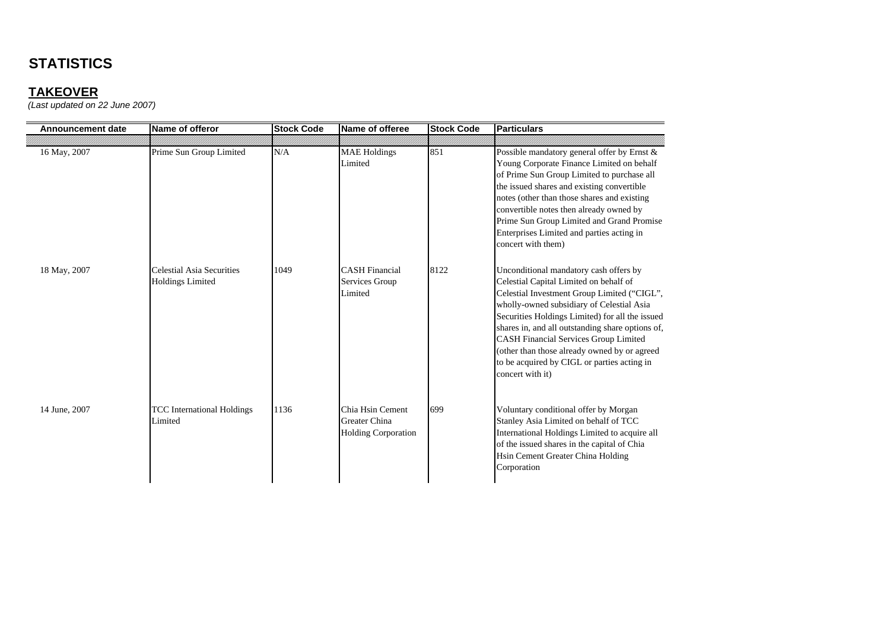# STATISTICS

## TAKEOVER

*(Last updated on 22 June 2007)*

| Announcement date | Name of offeror | Stock Code | Name of offeree | Stock Code | Particulars |
|---|---|---|---|---|---|
| 16 May, 2007 | Prime Sun Group Limited | N/A | MAE Holdings Limited | 851 | Possible mandatory general offer by Ernst & Young Corporate Finance Limited on behalf of Prime Sun Group Limited to purchase all the issued shares and existing convertible notes (other than those shares and existing convertible notes then already owned by Prime Sun Group Limited and Grand Promise Enterprises Limited and parties acting in concert with them) |
| 18 May, 2007 | Celestial Asia Securities Holdings Limited | 1049 | CASH Financial Services Group Limited | 8122 | Unconditional mandatory cash offers by Celestial Capital Limited on behalf of Celestial Investment Group Limited ("CIGL", wholly-owned subsidiary of Celestial Asia Securities Holdings Limited) for all the issued shares in, and all outstanding share options of, CASH Financial Services Group Limited (other than those already owned by or agreed to be acquired by CIGL or parties acting in concert with it) |
| 14 June, 2007 | TCC International Holdings Limited | 1136 | Chia Hsin Cement Greater China Holding Corporation | 699 | Voluntary conditional offer by Morgan Stanley Asia Limited on behalf of TCC International Holdings Limited to acquire all of the issued shares in the capital of Chia Hsin Cement Greater China Holding Corporation |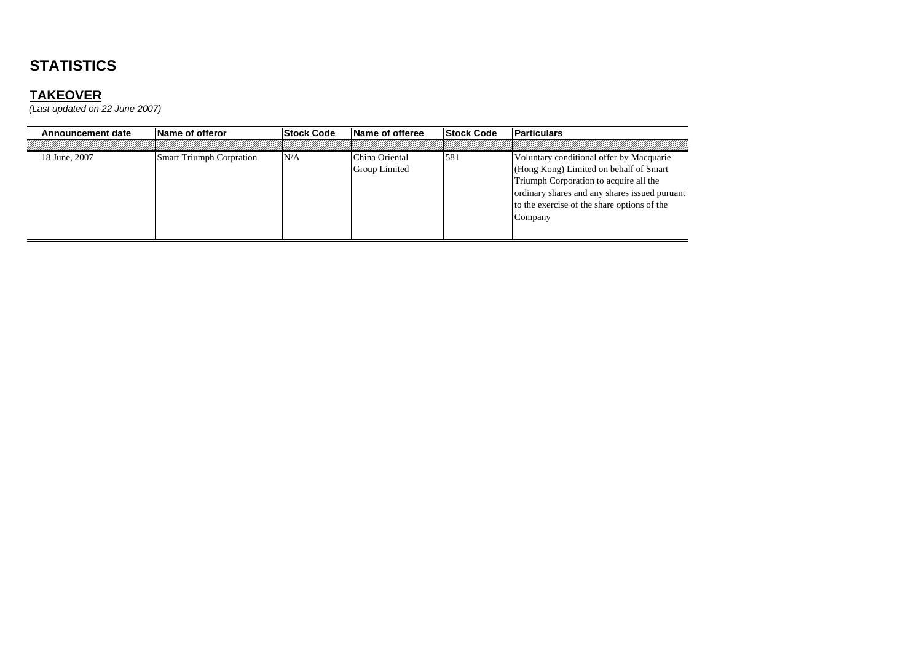# STATISTICS

## TAKEOVER

*(Last updated on 22 June 2007)*

| Announcement date | Name of offeror | Stock Code | Name of offeree | Stock Code | Particulars |
|---|---|---|---|---|---|
| 18 June, 2007 | Smart Triumph Corpration | N/A | China Oriental Group Limited | 581 | Voluntary conditional offer by Macquarie (Hong Kong) Limited on behalf of Smart Triumph Corporation to acquire all the ordinary shares and any shares issued puruant to the exercise of the share options of the Company |